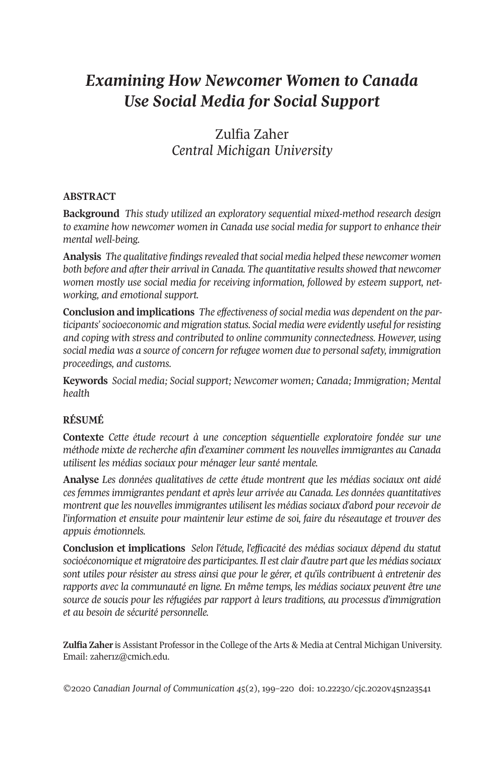# *Examining How Newcomer Women to Canada Use Social Media for Social Support*

Zulfia Zaher
*Central Michigan University*

## ABSTRACT

**Background** *This study utilized an exploratory sequential mixed-method research design to examine how newcomer women in Canada use social media for support to enhance their mental well-being.*

**Analysis** *The qualitative findings revealed that social media helped these newcomer women both before and after their arrival in Canada. The quantitative results showed that newcomer women mostly use social media for receiving information, followed by esteem support, networking, and emotional support.*

**Conclusion and implications** *The effectiveness of social media was dependent on the participants' socioeconomic and migration status. Social media were evidently useful for resisting and coping with stress and contributed to online community connectedness. However, using social media was a source of concern for refugee women due to personal safety, immigration proceedings, and customs.*

**Keywords** *Social media; Social support; Newcomer women; Canada; Immigration; Mental health*

## RÉSUMÉ

**Contexte** *Cette étude recourt à une conception séquentielle exploratoire fondée sur une méthode mixte de recherche afin d'examiner comment les nouvelles immigrantes au Canada utilisent les médias sociaux pour ménager leur santé mentale.*

**Analyse** *Les données qualitatives de cette étude montrent que les médias sociaux ont aidé ces femmes immigrantes pendant et après leur arrivée au Canada. Les données quantitatives montrent que les nouvelles immigrantes utilisent les médias sociaux d'abord pour recevoir de l'information et ensuite pour maintenir leur estime de soi, faire du réseautage et trouver des appuis émotionnels.*

**Conclusion et implications** *Selon l'étude, l'efficacité des médias sociaux dépend du statut socioéconomique et migratoire des participantes. Il est clair d'autre part que les médias sociaux sont utiles pour résister au stress ainsi que pour le gérer, et qu'ils contribuent à entretenir des rapports avec la communauté en ligne. En même temps, les médias sociaux peuvent être une source de soucis pour les réfugiées par rapport à leurs traditions, au processus d'immigration et au besoin de sécurité personnelle.*

**Zulfia Zaher** is Assistant Professor in the College of the Arts & Media at Central Michigan University. Email: zaher1z@cmich.edu.

©2020 *Canadian Journal of Communication 45*(2), 199–220 doi: 10.22230/cjc.2020v45n2a3541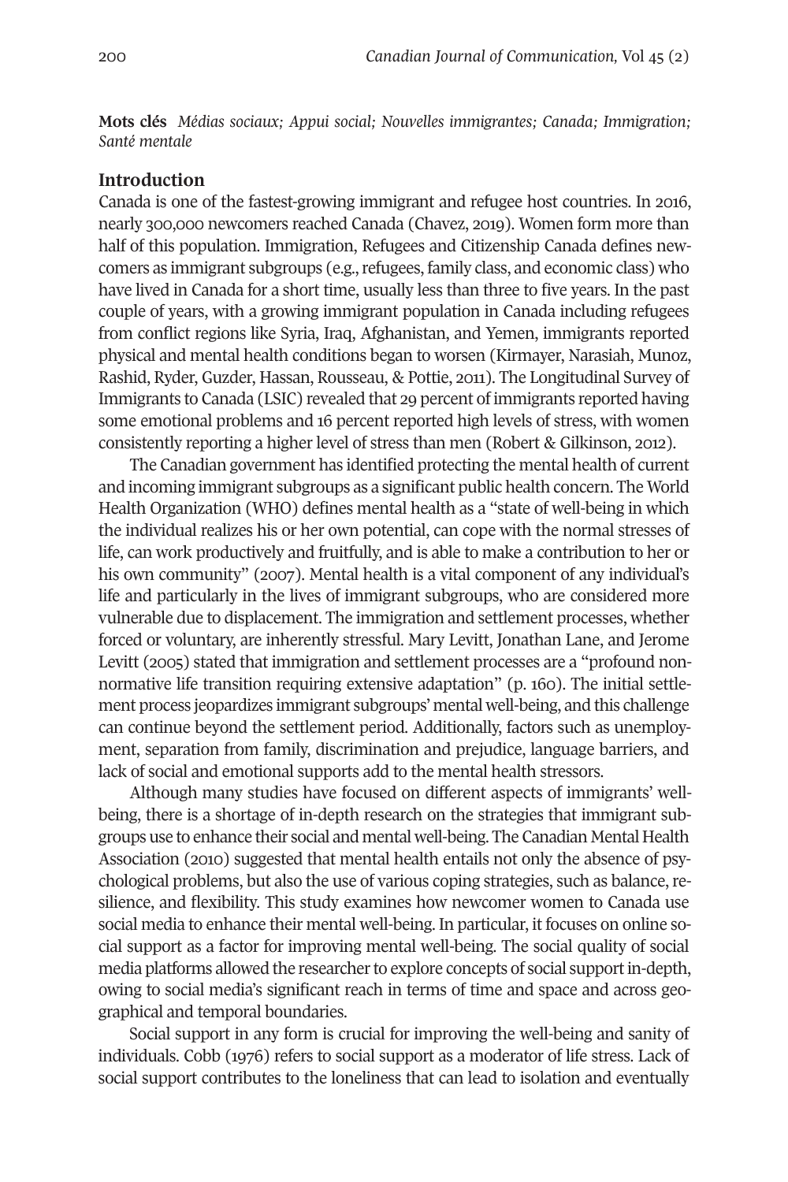**Mots clés** *Médias sociaux; Appui social; Nouvelles immigrantes; Canada; Immigration; Santé mentale*

## Introduction

Canada is one of the fastest-growing immigrant and refugee host countries. In 2016, nearly 300,000 newcomers reached Canada (Chavez, 2019). Women form more than half of this population. Immigration, Refugees and Citizenship Canada defines newcomers as immigrant subgroups (e.g., refugees, family class, and economic class) who have lived in Canada for a short time, usually less than three to five years. In the past couple of years, with a growing immigrant population in Canada including refugees from conflict regions like Syria, Iraq, Afghanistan, and Yemen, immigrants reported physical and mental health conditions began to worsen (Kirmayer, Narasiah, Munoz, Rashid, Ryder, Guzder, Hassan, Rousseau, & Pottie, 2011). The Longitudinal Survey of Immigrants to Canada (LSIC) revealed that 29 percent of immigrants reported having some emotional problems and 16 percent reported high levels of stress, with women consistently reporting a higher level of stress than men (Robert & Gilkinson, 2012).

The Canadian government has identified protecting the mental health of current and incoming immigrant subgroups as a significant public health concern. The World Health Organization (WHO) defines mental health as a "state of well-being in which the individual realizes his or her own potential, can cope with the normal stresses of life, can work productively and fruitfully, and is able to make a contribution to her or his own community" (2007). Mental health is a vital component of any individual's life and particularly in the lives of immigrant subgroups, who are considered more vulnerable due to displacement. The immigration and settlement processes, whether forced or voluntary, are inherently stressful. Mary Levitt, Jonathan Lane, and Jerome Levitt (2005) stated that immigration and settlement processes are a "profound non-normative life transition requiring extensive adaptation" (p. 160). The initial settlement process jeopardizes immigrant subgroups' mental well-being, and this challenge can continue beyond the settlement period. Additionally, factors such as unemployment, separation from family, discrimination and prejudice, language barriers, and lack of social and emotional supports add to the mental health stressors.

Although many studies have focused on different aspects of immigrants' well-being, there is a shortage of in-depth research on the strategies that immigrant subgroups use to enhance their social and mental well-being. The Canadian Mental Health Association (2010) suggested that mental health entails not only the absence of psychological problems, but also the use of various coping strategies, such as balance, resilience, and flexibility. This study examines how newcomer women to Canada use social media to enhance their mental well-being. In particular, it focuses on online social support as a factor for improving mental well-being. The social quality of social media platforms allowed the researcher to explore concepts of social support in-depth, owing to social media's significant reach in terms of time and space and across geographical and temporal boundaries.

Social support in any form is crucial for improving the well-being and sanity of individuals. Cobb (1976) refers to social support as a moderator of life stress. Lack of social support contributes to the loneliness that can lead to isolation and eventually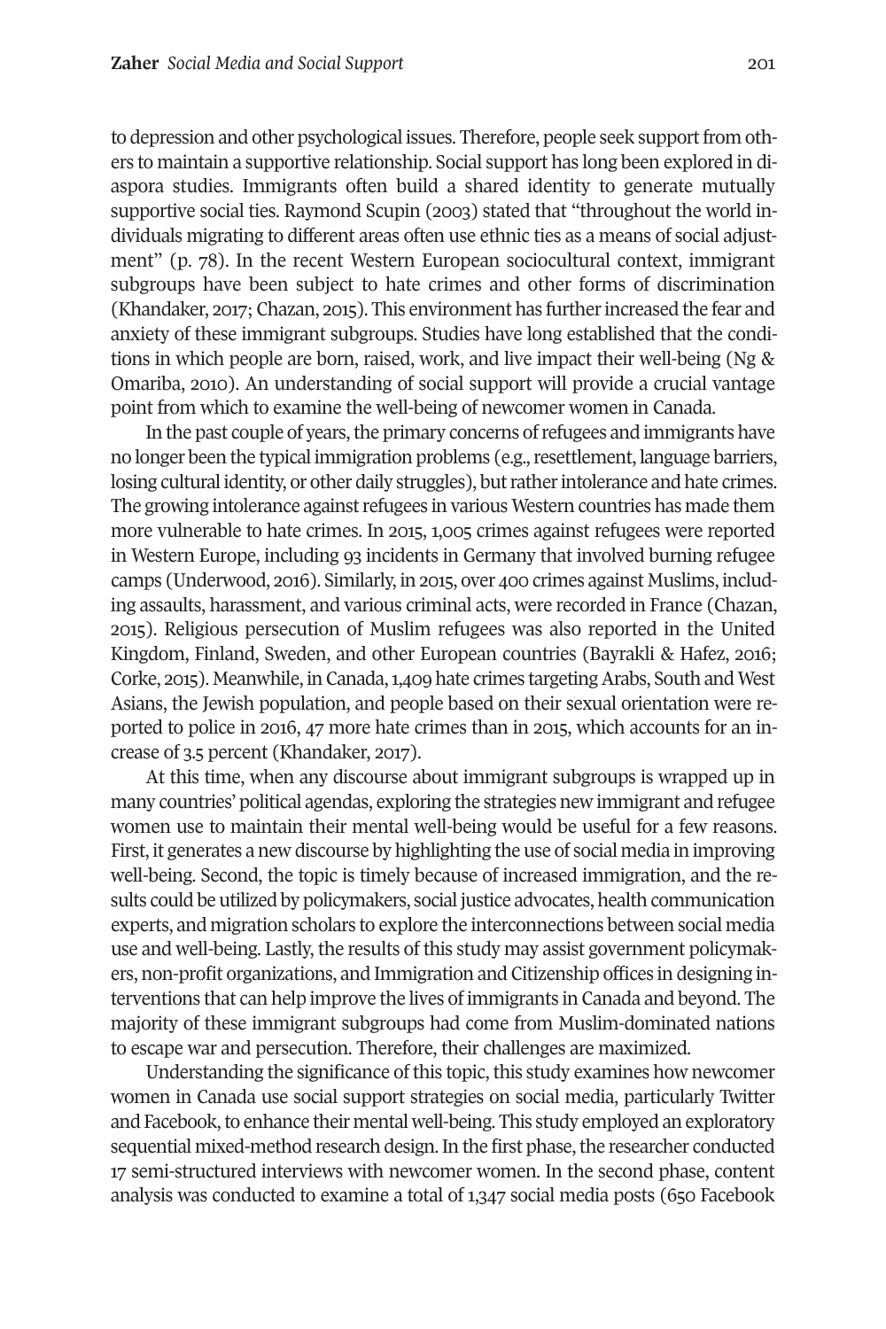to depression and other psychological issues. Therefore, people seek support from others to maintain a supportive relationship. Social support has long been explored in diaspora studies. Immigrants often build a shared identity to generate mutually supportive social ties. Raymond Scupin (2003) stated that "throughout the world individuals migrating to different areas often use ethnic ties as a means of social adjustment" (p. 78). In the recent Western European sociocultural context, immigrant subgroups have been subject to hate crimes and other forms of discrimination (Khandaker, 2017; Chazan, 2015). This environment has further increased the fear and anxiety of these immigrant subgroups. Studies have long established that the conditions in which people are born, raised, work, and live impact their well-being (Ng & Omariba, 2010). An understanding of social support will provide a crucial vantage point from which to examine the well-being of newcomer women in Canada.

In the past couple of years, the primary concerns of refugees and immigrants have no longer been the typical immigration problems (e.g., resettlement, language barriers, losing cultural identity, or other daily struggles), but rather intolerance and hate crimes. The growing intolerance against refugees in various Western countries has made them more vulnerable to hate crimes. In 2015, 1,005 crimes against refugees were reported in Western Europe, including 93 incidents in Germany that involved burning refugee camps (Underwood, 2016). Similarly, in 2015, over 400 crimes against Muslims, including assaults, harassment, and various criminal acts, were recorded in France (Chazan, 2015). Religious persecution of Muslim refugees was also reported in the United Kingdom, Finland, Sweden, and other European countries (Bayrakli & Hafez, 2016; Corke, 2015). Meanwhile, in Canada, 1,409 hate crimes targeting Arabs, South and West Asians, the Jewish population, and people based on their sexual orientation were reported to police in 2016, 47 more hate crimes than in 2015, which accounts for an increase of 3.5 percent (Khandaker, 2017).

At this time, when any discourse about immigrant subgroups is wrapped up in many countries' political agendas, exploring the strategies new immigrant and refugee women use to maintain their mental well-being would be useful for a few reasons. First, it generates a new discourse by highlighting the use of social media in improving well-being. Second, the topic is timely because of increased immigration, and the results could be utilized by policymakers, social justice advocates, health communication experts, and migration scholars to explore the interconnections between social media use and well-being. Lastly, the results of this study may assist government policymakers, non-profit organizations, and Immigration and Citizenship offices in designing interventions that can help improve the lives of immigrants in Canada and beyond. The majority of these immigrant subgroups had come from Muslim-dominated nations to escape war and persecution. Therefore, their challenges are maximized.

Understanding the significance of this topic, this study examines how newcomer women in Canada use social support strategies on social media, particularly Twitter and Facebook, to enhance their mental well-being. This study employed an exploratory sequential mixed-method research design. In the first phase, the researcher conducted 17 semi-structured interviews with newcomer women. In the second phase, content analysis was conducted to examine a total of 1,347 social media posts (650 Facebook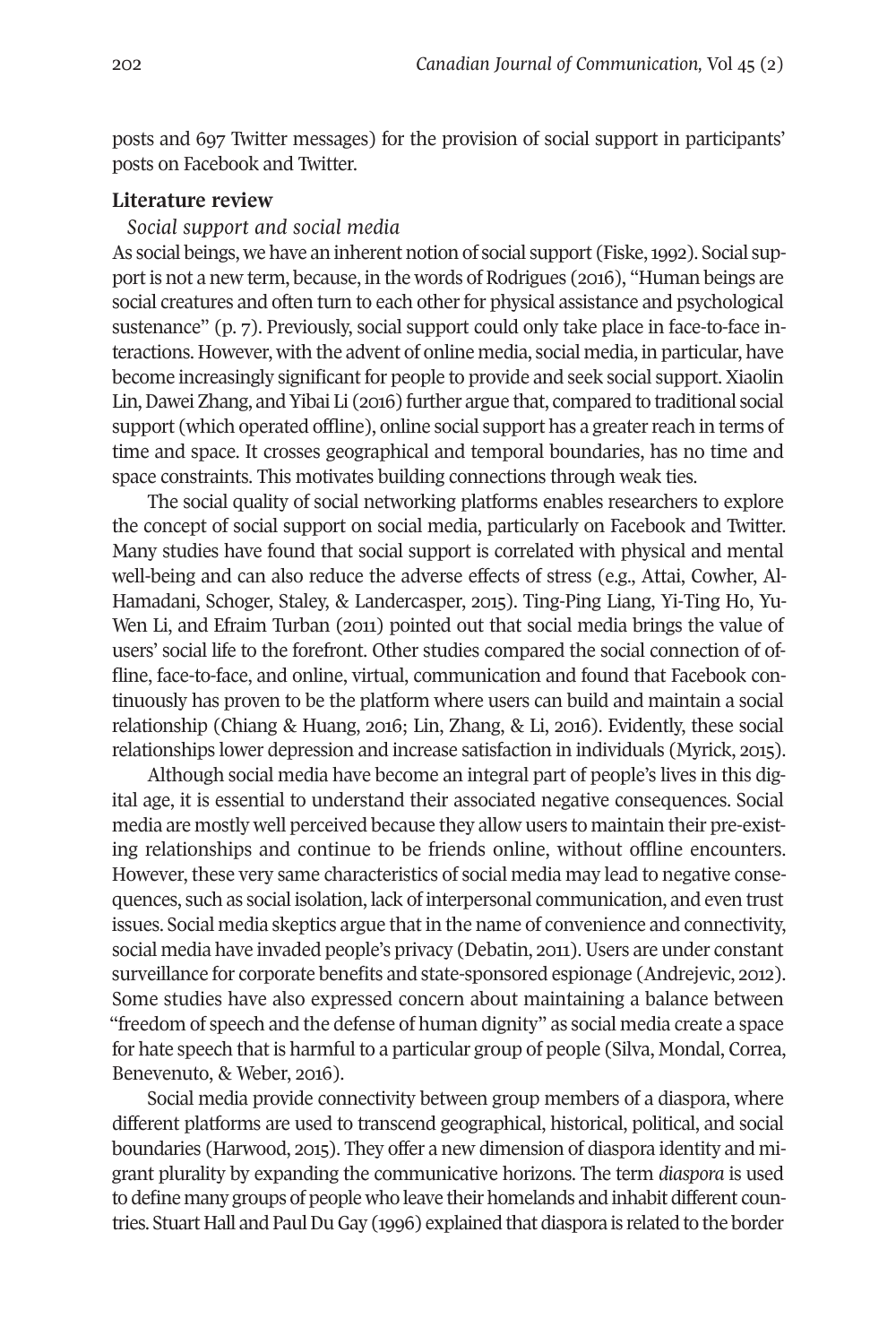posts and 697 Twitter messages) for the provision of social support in participants' posts on Facebook and Twitter.

## Literature review

### *Social support and social media*

As social beings, we have an inherent notion of social support (Fiske, 1992). Social support is not a new term, because, in the words of Rodrigues (2016), "Human beings are social creatures and often turn to each other for physical assistance and psychological sustenance" (p. 7). Previously, social support could only take place in face-to-face interactions. However, with the advent of online media, social media, in particular, have become increasingly significant for people to provide and seek social support. Xiaolin Lin, Dawei Zhang, and Yibai Li (2016) further argue that, compared to traditional social support (which operated offline), online social support has a greater reach in terms of time and space. It crosses geographical and temporal boundaries, has no time and space constraints. This motivates building connections through weak ties.

The social quality of social networking platforms enables researchers to explore the concept of social support on social media, particularly on Facebook and Twitter. Many studies have found that social support is correlated with physical and mental well-being and can also reduce the adverse effects of stress (e.g., Attai, Cowher, Al-Hamadani, Schoger, Staley, & Landercasper, 2015). Ting-Ping Liang, Yi-Ting Ho, Yu-Wen Li, and Efraim Turban (2011) pointed out that social media brings the value of users' social life to the forefront. Other studies compared the social connection of offline, face-to-face, and online, virtual, communication and found that Facebook continuously has proven to be the platform where users can build and maintain a social relationship (Chiang & Huang, 2016; Lin, Zhang, & Li, 2016). Evidently, these social relationships lower depression and increase satisfaction in individuals (Myrick, 2015).

Although social media have become an integral part of people's lives in this digital age, it is essential to understand their associated negative consequences. Social media are mostly well perceived because they allow users to maintain their pre-existing relationships and continue to be friends online, without offline encounters. However, these very same characteristics of social media may lead to negative consequences, such as social isolation, lack of interpersonal communication, and even trust issues. Social media skeptics argue that in the name of convenience and connectivity, social media have invaded people's privacy (Debatin, 2011). Users are under constant surveillance for corporate benefits and state-sponsored espionage (Andrejevic, 2012). Some studies have also expressed concern about maintaining a balance between "freedom of speech and the defense of human dignity" as social media create a space for hate speech that is harmful to a particular group of people (Silva, Mondal, Correa, Benevenuto, & Weber, 2016).

Social media provide connectivity between group members of a diaspora, where different platforms are used to transcend geographical, historical, political, and social boundaries (Harwood, 2015). They offer a new dimension of diaspora identity and migrant plurality by expanding the communicative horizons. The term *diaspora* is used to define many groups of people who leave their homelands and inhabit different countries. Stuart Hall and Paul Du Gay (1996) explained that diaspora is related to the border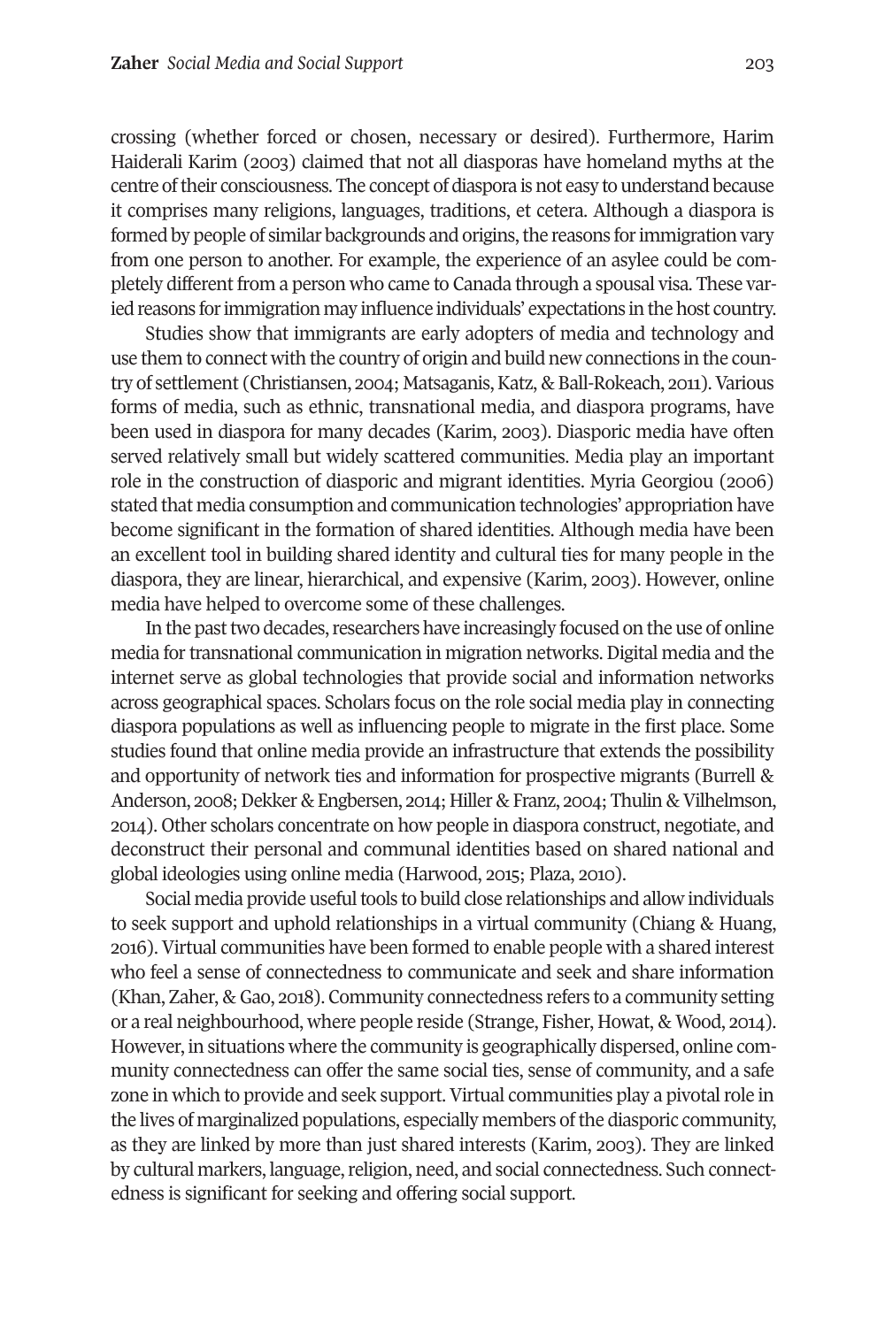crossing (whether forced or chosen, necessary or desired). Furthermore, Harim Haiderali Karim (2003) claimed that not all diasporas have homeland myths at the centre of their consciousness. The concept of diaspora is not easy to understand because it comprises many religions, languages, traditions, et cetera. Although a diaspora is formed by people of similar backgrounds and origins, the reasons for immigration vary from one person to another. For example, the experience of an asylee could be completely different from a person who came to Canada through a spousal visa. These varied reasons for immigration may influence individuals' expectations in the host country.

Studies show that immigrants are early adopters of media and technology and use them to connect with the country of origin and build new connections in the country of settlement (Christiansen, 2004; Matsaganis, Katz, & Ball-Rokeach, 2011). Various forms of media, such as ethnic, transnational media, and diaspora programs, have been used in diaspora for many decades (Karim, 2003). Diasporic media have often served relatively small but widely scattered communities. Media play an important role in the construction of diasporic and migrant identities. Myria Georgiou (2006) stated that media consumption and communication technologies' appropriation have become significant in the formation of shared identities. Although media have been an excellent tool in building shared identity and cultural ties for many people in the diaspora, they are linear, hierarchical, and expensive (Karim, 2003). However, online media have helped to overcome some of these challenges.

In the past two decades, researchers have increasingly focused on the use of online media for transnational communication in migration networks. Digital media and the internet serve as global technologies that provide social and information networks across geographical spaces. Scholars focus on the role social media play in connecting diaspora populations as well as influencing people to migrate in the first place. Some studies found that online media provide an infrastructure that extends the possibility and opportunity of network ties and information for prospective migrants (Burrell & Anderson, 2008; Dekker & Engbersen, 2014; Hiller & Franz, 2004; Thulin & Vilhelmson, 2014). Other scholars concentrate on how people in diaspora construct, negotiate, and deconstruct their personal and communal identities based on shared national and global ideologies using online media (Harwood, 2015; Plaza, 2010).

Social media provide useful tools to build close relationships and allow individuals to seek support and uphold relationships in a virtual community (Chiang & Huang, 2016). Virtual communities have been formed to enable people with a shared interest who feel a sense of connectedness to communicate and seek and share information (Khan, Zaher, & Gao, 2018). Community connectedness refers to a community setting or a real neighbourhood, where people reside (Strange, Fisher, Howat, & Wood, 2014). However, in situations where the community is geographically dispersed, online community connectedness can offer the same social ties, sense of community, and a safe zone in which to provide and seek support. Virtual communities play a pivotal role in the lives of marginalized populations, especially members of the diasporic community, as they are linked by more than just shared interests (Karim, 2003). They are linked by cultural markers, language, religion, need, and social connectedness. Such connectedness is significant for seeking and offering social support.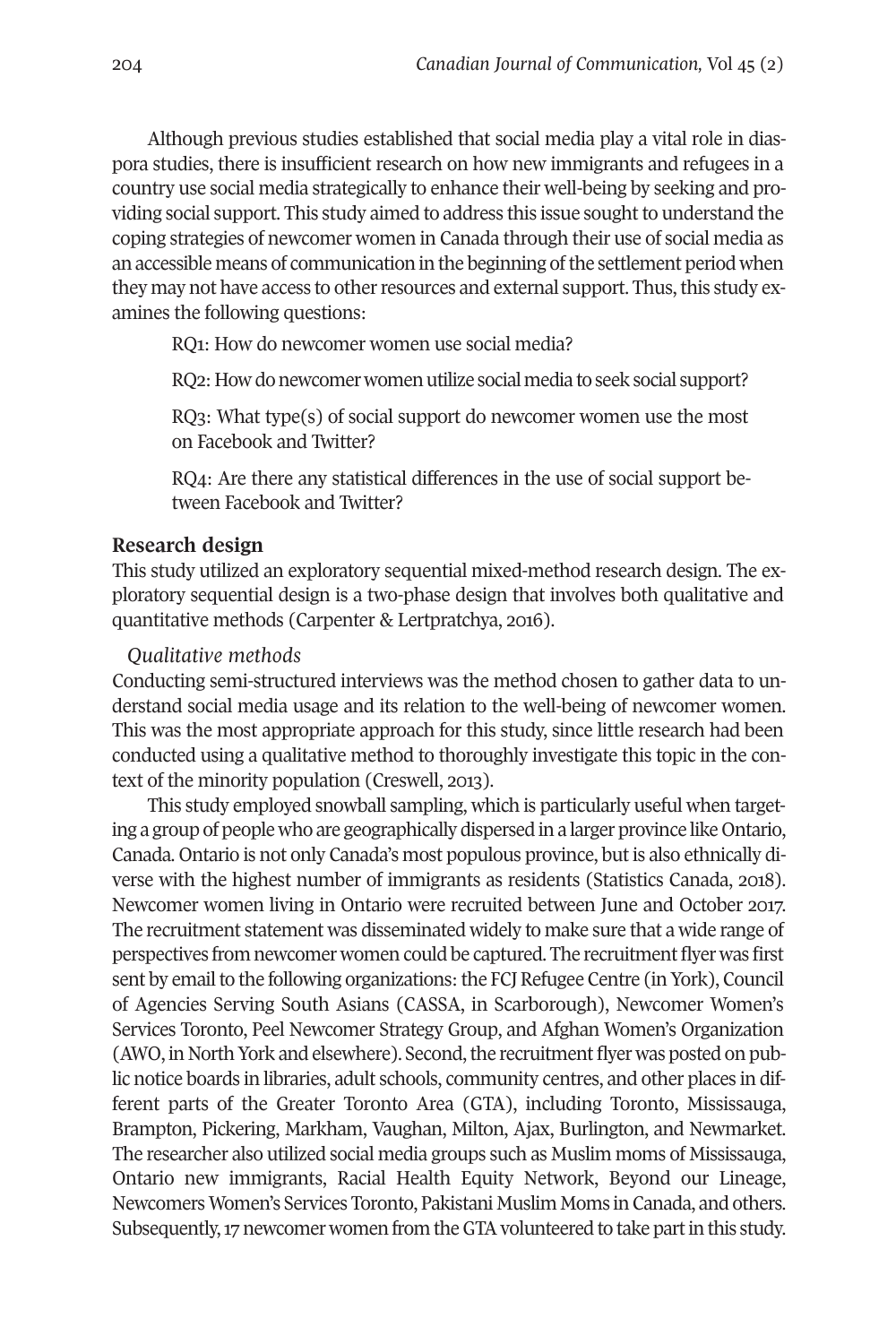Although previous studies established that social media play a vital role in diaspora studies, there is insufficient research on how new immigrants and refugees in a country use social media strategically to enhance their well-being by seeking and providing social support. This study aimed to address this issue sought to understand the coping strategies of newcomer women in Canada through their use of social media as an accessible means of communication in the beginning of the settlement period when they may not have access to other resources and external support. Thus, this study examines the following questions:

RQ1: How do newcomer women use social media?

RQ2: How do newcomer women utilize social media to seek social support?

RQ3: What type(s) of social support do newcomer women use the most on Facebook and Twitter?

RQ4: Are there any statistical differences in the use of social support between Facebook and Twitter?

## Research design

This study utilized an exploratory sequential mixed-method research design. The exploratory sequential design is a two-phase design that involves both qualitative and quantitative methods (Carpenter & Lertpratchya, 2016).

### *Qualitative methods*

Conducting semi-structured interviews was the method chosen to gather data to understand social media usage and its relation to the well-being of newcomer women. This was the most appropriate approach for this study, since little research had been conducted using a qualitative method to thoroughly investigate this topic in the context of the minority population (Creswell, 2013).

This study employed snowball sampling, which is particularly useful when targeting a group of people who are geographically dispersed in a larger province like Ontario, Canada. Ontario is not only Canada's most populous province, but is also ethnically diverse with the highest number of immigrants as residents (Statistics Canada, 2018). Newcomer women living in Ontario were recruited between June and October 2017. The recruitment statement was disseminated widely to make sure that a wide range of perspectives from newcomer women could be captured. The recruitment flyer was first sent by email to the following organizations: the FCJ Refugee Centre (in York), Council of Agencies Serving South Asians (CASSA, in Scarborough), Newcomer Women's Services Toronto, Peel Newcomer Strategy Group, and Afghan Women's Organization (AWO, in North York and elsewhere). Second, the recruitment flyer was posted on public notice boards in libraries, adult schools, community centres, and other places in different parts of the Greater Toronto Area (GTA), including Toronto, Mississauga, Brampton, Pickering, Markham, Vaughan, Milton, Ajax, Burlington, and Newmarket. The researcher also utilized social media groups such as Muslim moms of Mississauga, Ontario new immigrants, Racial Health Equity Network, Beyond our Lineage, Newcomers Women's Services Toronto, Pakistani Muslim Moms in Canada, and others. Subsequently, 17 newcomer women from the GTA volunteered to take part in this study.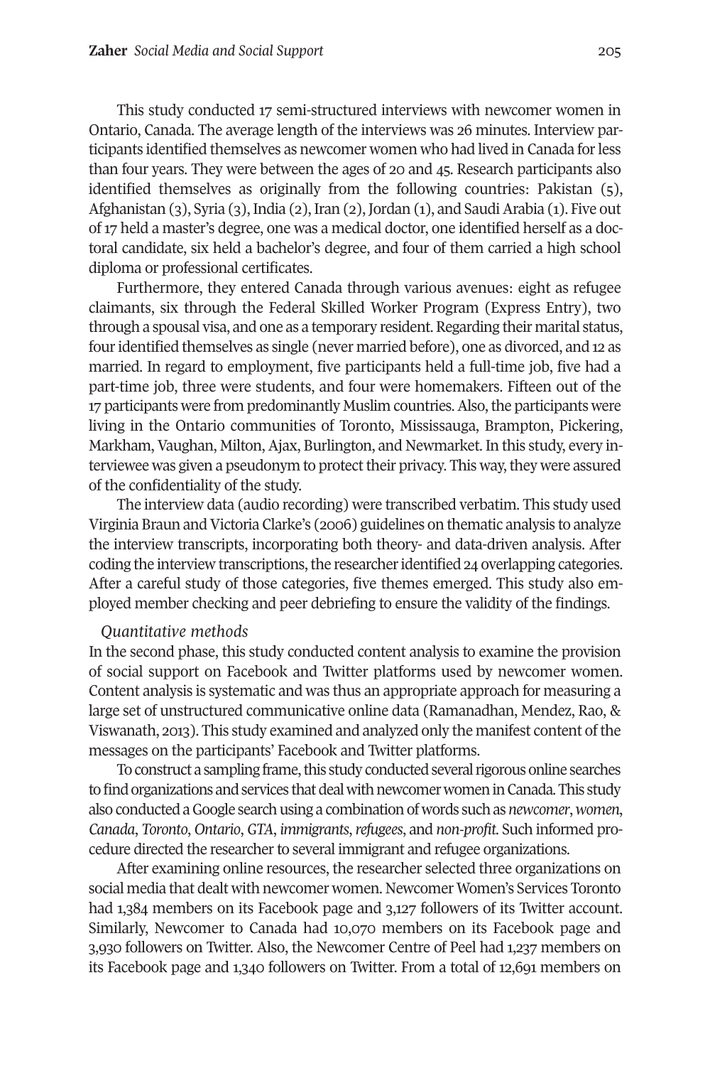This study conducted 17 semi-structured interviews with newcomer women in Ontario, Canada. The average length of the interviews was 26 minutes. Interview participants identified themselves as newcomer women who had lived in Canada for less than four years. They were between the ages of 20 and 45. Research participants also identified themselves as originally from the following countries: Pakistan (5), Afghanistan (3), Syria (3), India (2), Iran (2), Jordan (1), and Saudi Arabia (1). Five out of 17 held a master's degree, one was a medical doctor, one identified herself as a doctoral candidate, six held a bachelor's degree, and four of them carried a high school diploma or professional certificates.

Furthermore, they entered Canada through various avenues: eight as refugee claimants, six through the Federal Skilled Worker Program (Express Entry), two through a spousal visa, and one as a temporary resident. Regarding their marital status, four identified themselves as single (never married before), one as divorced, and 12 as married. In regard to employment, five participants held a full-time job, five had a part-time job, three were students, and four were homemakers. Fifteen out of the 17 participants were from predominantly Muslim countries. Also, the participants were living in the Ontario communities of Toronto, Mississauga, Brampton, Pickering, Markham, Vaughan, Milton, Ajax, Burlington, and Newmarket. In this study, every interviewee was given a pseudonym to protect their privacy. This way, they were assured of the confidentiality of the study.

The interview data (audio recording) were transcribed verbatim. This study used Virginia Braun and Victoria Clarke's (2006) guidelines on thematic analysis to analyze the interview transcripts, incorporating both theory- and data-driven analysis. After coding the interview transcriptions, the researcher identified 24 overlapping categories. After a careful study of those categories, five themes emerged. This study also employed member checking and peer debriefing to ensure the validity of the findings.

*Quantitative methods*

In the second phase, this study conducted content analysis to examine the provision of social support on Facebook and Twitter platforms used by newcomer women. Content analysis is systematic and was thus an appropriate approach for measuring a large set of unstructured communicative online data (Ramanadhan, Mendez, Rao, & Viswanath, 2013). This study examined and analyzed only the manifest content of the messages on the participants' Facebook and Twitter platforms.

To construct a sampling frame, this study conducted several rigorous online searches to find organizations and services that deal with newcomer women in Canada. This study also conducted a Google search using a combination of words such as *newcomer*, *women*, *Canada*, *Toronto*, *Ontario*, *GTA*, *immigrants*, *refugees*, and *non-profit*. Such informed procedure directed the researcher to several immigrant and refugee organizations.

After examining online resources, the researcher selected three organizations on social media that dealt with newcomer women. Newcomer Women's Services Toronto had 1,384 members on its Facebook page and 3,127 followers of its Twitter account. Similarly, Newcomer to Canada had 10,070 members on its Facebook page and 3,930 followers on Twitter. Also, the Newcomer Centre of Peel had 1,237 members on its Facebook page and 1,340 followers on Twitter. From a total of 12,691 members on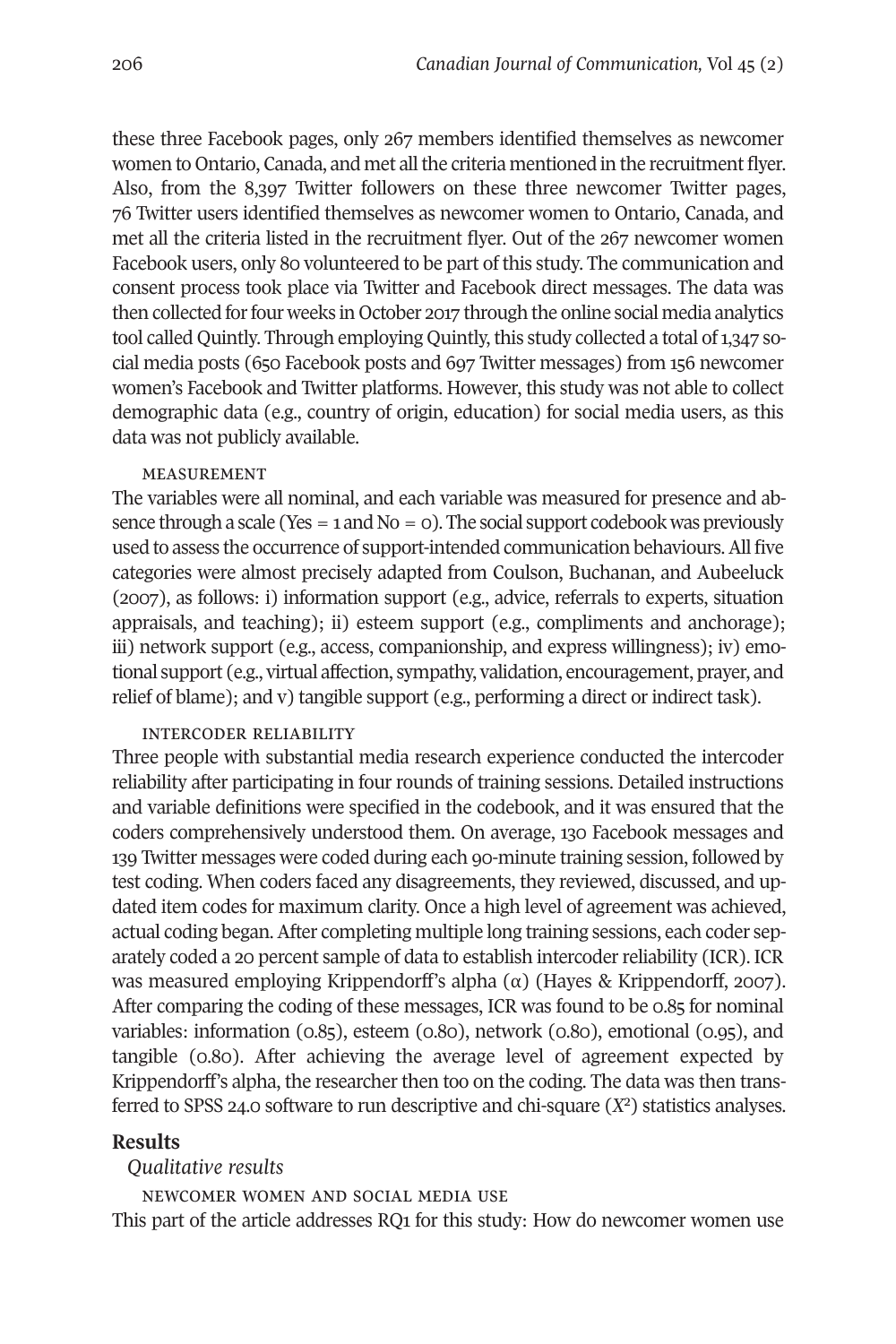these three Facebook pages, only 267 members identified themselves as newcomer women to Ontario, Canada, and met all the criteria mentioned in the recruitment flyer. Also, from the 8,397 Twitter followers on these three newcomer Twitter pages, 76 Twitter users identified themselves as newcomer women to Ontario, Canada, and met all the criteria listed in the recruitment flyer. Out of the 267 newcomer women Facebook users, only 80 volunteered to be part of this study. The communication and consent process took place via Twitter and Facebook direct messages. The data was then collected for four weeks in October 2017 through the online social media analytics tool called Quintly. Through employing Quintly, this study collected a total of 1,347 social media posts (650 Facebook posts and 697 Twitter messages) from 156 newcomer women's Facebook and Twitter platforms. However, this study was not able to collect demographic data (e.g., country of origin, education) for social media users, as this data was not publicly available.

#### Measurement

The variables were all nominal, and each variable was measured for presence and absence through a scale (Yes = 1 and No = 0). The social support codebook was previously used to assess the occurrence of support-intended communication behaviours. All five categories were almost precisely adapted from Coulson, Buchanan, and Aubeeluck (2007), as follows: i) information support (e.g., advice, referrals to experts, situation appraisals, and teaching); ii) esteem support (e.g., compliments and anchorage); iii) network support (e.g., access, companionship, and express willingness); iv) emotional support (e.g., virtual affection, sympathy, validation, encouragement, prayer, and relief of blame); and v) tangible support (e.g., performing a direct or indirect task).

#### Intercoder reliability

Three people with substantial media research experience conducted the intercoder reliability after participating in four rounds of training sessions. Detailed instructions and variable definitions were specified in the codebook, and it was ensured that the coders comprehensively understood them. On average, 130 Facebook messages and 139 Twitter messages were coded during each 90-minute training session, followed by test coding. When coders faced any disagreements, they reviewed, discussed, and updated item codes for maximum clarity. Once a high level of agreement was achieved, actual coding began. After completing multiple long training sessions, each coder separately coded a 20 percent sample of data to establish intercoder reliability (ICR). ICR was measured employing Krippendorff's alpha ($\alpha$) (Hayes & Krippendorff, 2007). After comparing the coding of these messages, ICR was found to be 0.85 for nominal variables: information (0.85), esteem (0.80), network (0.80), emotional (0.95), and tangible (0.80). After achieving the average level of agreement expected by Krippendorff's alpha, the researcher then too on the coding. The data was then transferred to SPSS 24.0 software to run descriptive and chi-square ($X^2$) statistics analyses.

## Results

### *Qualitative results*

#### Newcomer women and social media use

This part of the article addresses RQ1 for this study: How do newcomer women use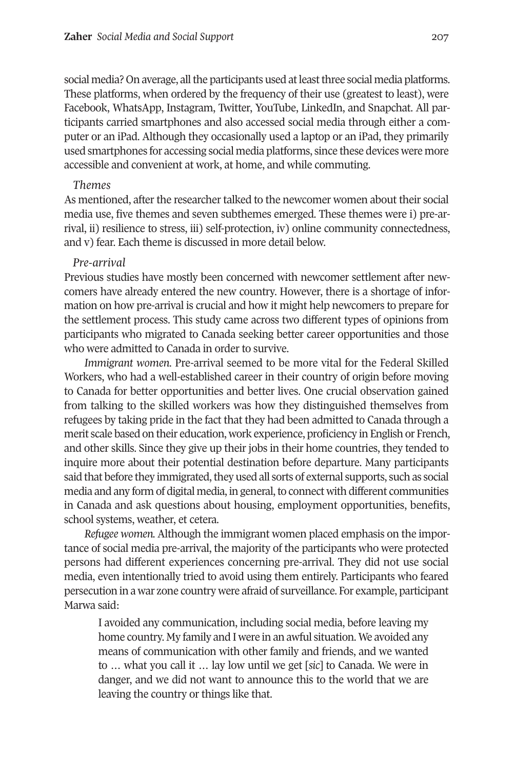social media? On average, all the participants used at least three social media platforms. These platforms, when ordered by the frequency of their use (greatest to least), were Facebook, WhatsApp, Instagram, Twitter, YouTube, LinkedIn, and Snapchat. All participants carried smartphones and also accessed social media through either a computer or an iPad. Although they occasionally used a laptop or an iPad, they primarily used smartphones for accessing social media platforms, since these devices were more accessible and convenient at work, at home, and while commuting.

*Themes*

As mentioned, after the researcher talked to the newcomer women about their social media use, five themes and seven subthemes emerged. These themes were i) pre-arrival, ii) resilience to stress, iii) self-protection, iv) online community connectedness, and v) fear. Each theme is discussed in more detail below.

*Pre-arrival*

Previous studies have mostly been concerned with newcomer settlement after newcomers have already entered the new country. However, there is a shortage of information on how pre-arrival is crucial and how it might help newcomers to prepare for the settlement process. This study came across two different types of opinions from participants who migrated to Canada seeking better career opportunities and those who were admitted to Canada in order to survive.

*Immigrant women.* Pre-arrival seemed to be more vital for the Federal Skilled Workers, who had a well-established career in their country of origin before moving to Canada for better opportunities and better lives. One crucial observation gained from talking to the skilled workers was how they distinguished themselves from refugees by taking pride in the fact that they had been admitted to Canada through a merit scale based on their education, work experience, proficiency in English or French, and other skills. Since they give up their jobs in their home countries, they tended to inquire more about their potential destination before departure. Many participants said that before they immigrated, they used all sorts of external supports, such as social media and any form of digital media, in general, to connect with different communities in Canada and ask questions about housing, employment opportunities, benefits, school systems, weather, et cetera.

*Refugee women.* Although the immigrant women placed emphasis on the importance of social media pre-arrival, the majority of the participants who were protected persons had different experiences concerning pre-arrival. They did not use social media, even intentionally tried to avoid using them entirely. Participants who feared persecution in a war zone country were afraid of surveillance. For example, participant Marwa said:

> I avoided any communication, including social media, before leaving my home country. My family and I were in an awful situation. We avoided any means of communication with other family and friends, and we wanted to … what you call it … lay low until we get [*sic*] to Canada. We were in danger, and we did not want to announce this to the world that we are leaving the country or things like that.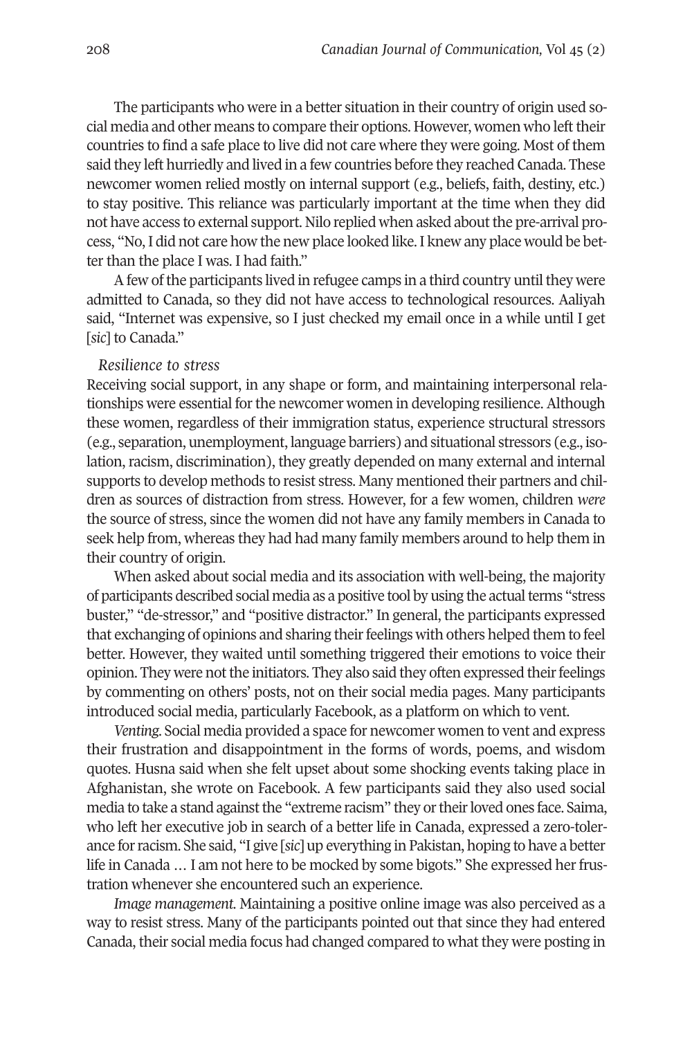The participants who were in a better situation in their country of origin used social media and other means to compare their options. However, women who left their countries to find a safe place to live did not care where they were going. Most of them said they left hurriedly and lived in a few countries before they reached Canada. These newcomer women relied mostly on internal support (e.g., beliefs, faith, destiny, etc.) to stay positive. This reliance was particularly important at the time when they did not have access to external support. Nilo replied when asked about the pre-arrival process, "No, I did not care how the new place looked like. I knew any place would be better than the place I was. I had faith."

A few of the participants lived in refugee camps in a third country until they were admitted to Canada, so they did not have access to technological resources. Aaliyah said, "Internet was expensive, so I just checked my email once in a while until I get [*sic*] to Canada."

*Resilience to stress*

Receiving social support, in any shape or form, and maintaining interpersonal relationships were essential for the newcomer women in developing resilience. Although these women, regardless of their immigration status, experience structural stressors (e.g., separation, unemployment, language barriers) and situational stressors (e.g., isolation, racism, discrimination), they greatly depended on many external and internal supports to develop methods to resist stress. Many mentioned their partners and children as sources of distraction from stress. However, for a few women, children *were* the source of stress, since the women did not have any family members in Canada to seek help from, whereas they had had many family members around to help them in their country of origin.

When asked about social media and its association with well-being, the majority of participants described social media as a positive tool by using the actual terms "stress buster," "de-stressor," and "positive distractor." In general, the participants expressed that exchanging of opinions and sharing their feelings with others helped them to feel better. However, they waited until something triggered their emotions to voice their opinion. They were not the initiators. They also said they often expressed their feelings by commenting on others' posts, not on their social media pages. Many participants introduced social media, particularly Facebook, as a platform on which to vent.

*Venting.* Social media provided a space for newcomer women to vent and express their frustration and disappointment in the forms of words, poems, and wisdom quotes. Husna said when she felt upset about some shocking events taking place in Afghanistan, she wrote on Facebook. A few participants said they also used social media to take a stand against the "extreme racism" they or their loved ones face. Saima, who left her executive job in search of a better life in Canada, expressed a zero-tolerance for racism. She said, "I give [*sic*] up everything in Pakistan, hoping to have a better life in Canada … I am not here to be mocked by some bigots." She expressed her frustration whenever she encountered such an experience.

*Image management.* Maintaining a positive online image was also perceived as a way to resist stress. Many of the participants pointed out that since they had entered Canada, their social media focus had changed compared to what they were posting in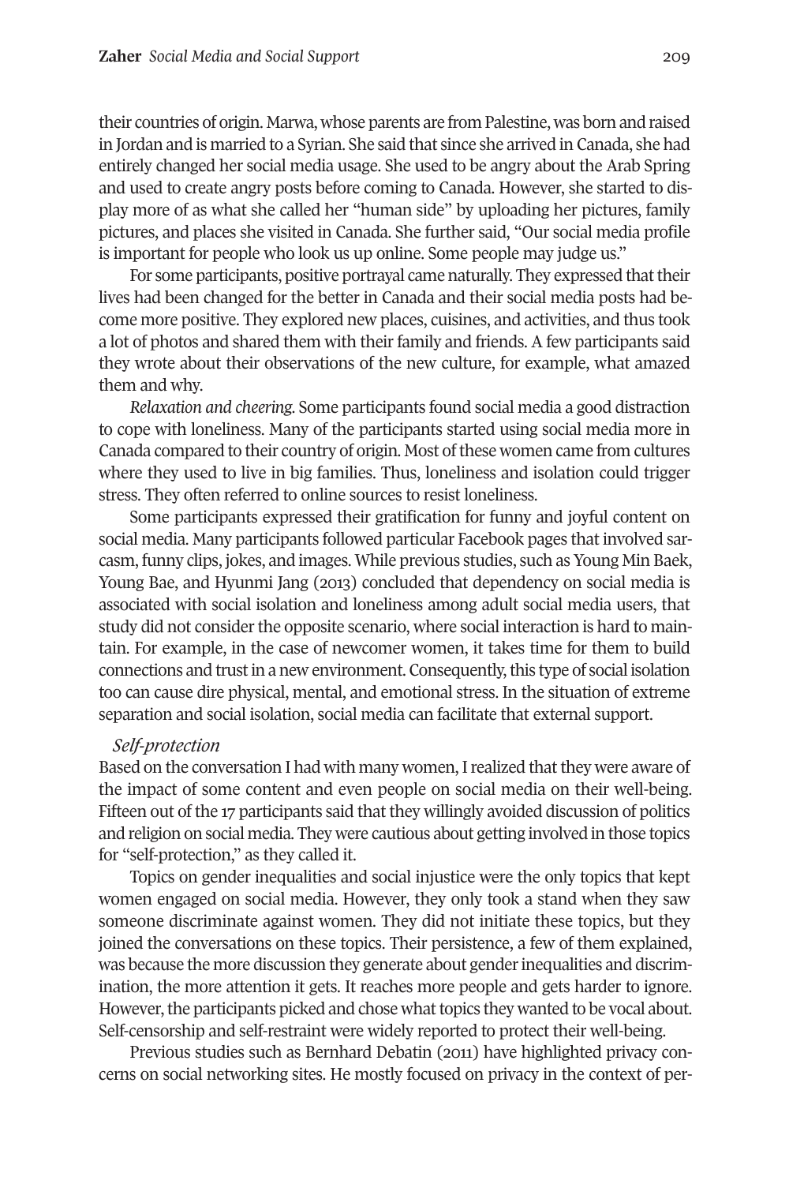their countries of origin. Marwa, whose parents are from Palestine, was born and raised in Jordan and is married to a Syrian. She said that since she arrived in Canada, she had entirely changed her social media usage. She used to be angry about the Arab Spring and used to create angry posts before coming to Canada. However, she started to display more of as what she called her "human side" by uploading her pictures, family pictures, and places she visited in Canada. She further said, "Our social media profile is important for people who look us up online. Some people may judge us."

For some participants, positive portrayal came naturally. They expressed that their lives had been changed for the better in Canada and their social media posts had become more positive. They explored new places, cuisines, and activities, and thus took a lot of photos and shared them with their family and friends. A few participants said they wrote about their observations of the new culture, for example, what amazed them and why.

*Relaxation and cheering.* Some participants found social media a good distraction to cope with loneliness. Many of the participants started using social media more in Canada compared to their country of origin. Most of these women came from cultures where they used to live in big families. Thus, loneliness and isolation could trigger stress. They often referred to online sources to resist loneliness.

Some participants expressed their gratification for funny and joyful content on social media. Many participants followed particular Facebook pages that involved sarcasm, funny clips, jokes, and images. While previous studies, such as Young Min Baek, Young Bae, and Hyunmi Jang (2013) concluded that dependency on social media is associated with social isolation and loneliness among adult social media users, that study did not consider the opposite scenario, where social interaction is hard to maintain. For example, in the case of newcomer women, it takes time for them to build connections and trust in a new environment. Consequently, this type of social isolation too can cause dire physical, mental, and emotional stress. In the situation of extreme separation and social isolation, social media can facilitate that external support.

*Self-protection*

Based on the conversation I had with many women, I realized that they were aware of the impact of some content and even people on social media on their well-being. Fifteen out of the 17 participants said that they willingly avoided discussion of politics and religion on social media. They were cautious about getting involved in those topics for "self-protection," as they called it.

Topics on gender inequalities and social injustice were the only topics that kept women engaged on social media. However, they only took a stand when they saw someone discriminate against women. They did not initiate these topics, but they joined the conversations on these topics. Their persistence, a few of them explained, was because the more discussion they generate about gender inequalities and discrimination, the more attention it gets. It reaches more people and gets harder to ignore. However, the participants picked and chose what topics they wanted to be vocal about. Self-censorship and self-restraint were widely reported to protect their well-being.

Previous studies such as Bernhard Debatin (2011) have highlighted privacy concerns on social networking sites. He mostly focused on privacy in the context of per-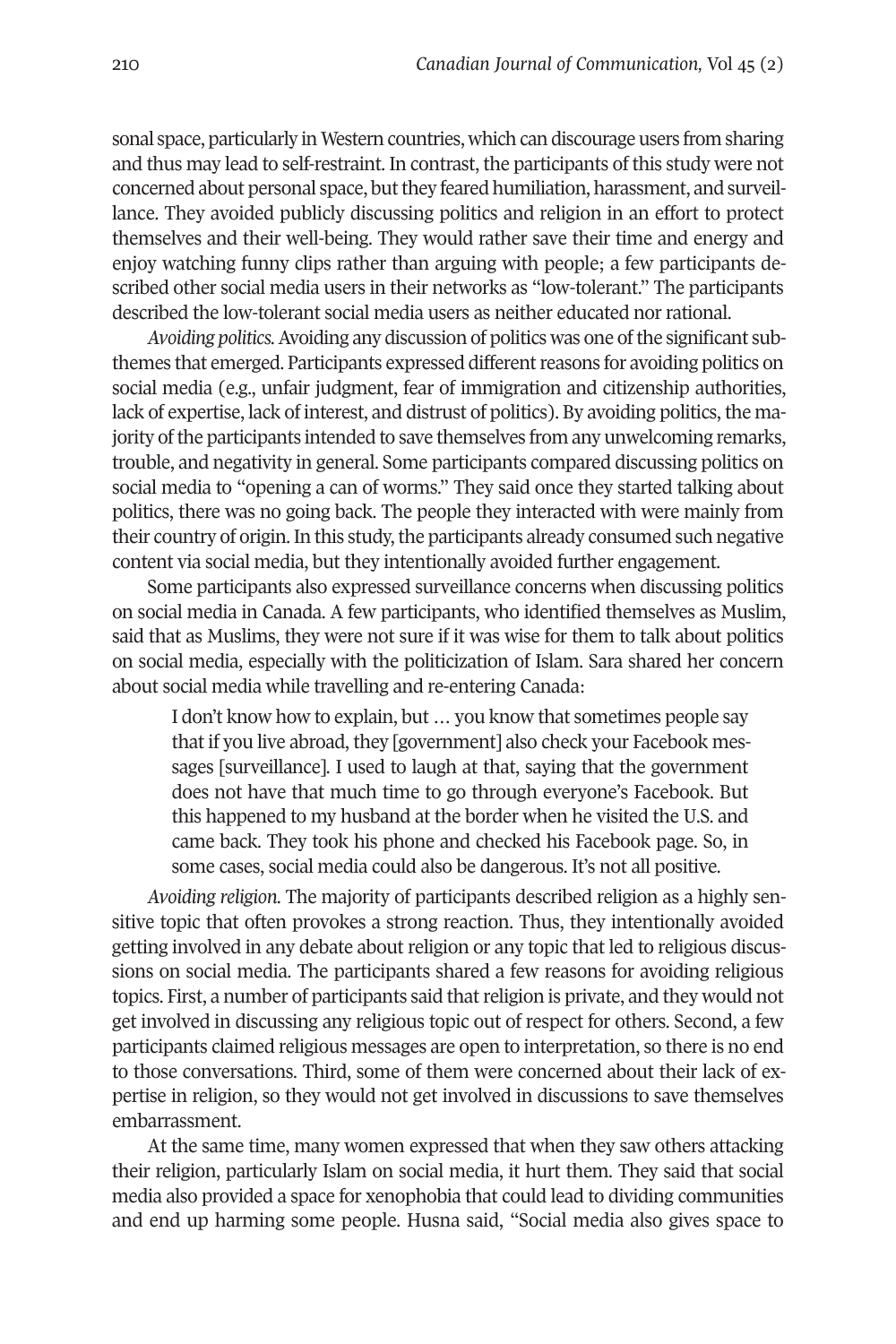sonal space, particularly in Western countries, which can discourage users from sharing and thus may lead to self-restraint. In contrast, the participants of this study were not concerned about personal space, but they feared humiliation, harassment, and surveillance. They avoided publicly discussing politics and religion in an effort to protect themselves and their well-being. They would rather save their time and energy and enjoy watching funny clips rather than arguing with people; a few participants described other social media users in their networks as "low-tolerant." The participants described the low-tolerant social media users as neither educated nor rational.

*Avoiding politics.* Avoiding any discussion of politics was one of the significant subthemes that emerged. Participants expressed different reasons for avoiding politics on social media (e.g., unfair judgment, fear of immigration and citizenship authorities, lack of expertise, lack of interest, and distrust of politics). By avoiding politics, the majority of the participants intended to save themselves from any unwelcoming remarks, trouble, and negativity in general. Some participants compared discussing politics on social media to "opening a can of worms." They said once they started talking about politics, there was no going back. The people they interacted with were mainly from their country of origin. In this study, the participants already consumed such negative content via social media, but they intentionally avoided further engagement.

Some participants also expressed surveillance concerns when discussing politics on social media in Canada. A few participants, who identified themselves as Muslim, said that as Muslims, they were not sure if it was wise for them to talk about politics on social media, especially with the politicization of Islam. Sara shared her concern about social media while travelling and re-entering Canada:

> I don't know how to explain, but … you know that sometimes people say that if you live abroad, they [government] also check your Facebook messages [surveillance]. I used to laugh at that, saying that the government does not have that much time to go through everyone's Facebook. But this happened to my husband at the border when he visited the U.S. and came back. They took his phone and checked his Facebook page. So, in some cases, social media could also be dangerous. It's not all positive.

*Avoiding religion.* The majority of participants described religion as a highly sensitive topic that often provokes a strong reaction. Thus, they intentionally avoided getting involved in any debate about religion or any topic that led to religious discussions on social media. The participants shared a few reasons for avoiding religious topics. First, a number of participants said that religion is private, and they would not get involved in discussing any religious topic out of respect for others. Second, a few participants claimed religious messages are open to interpretation, so there is no end to those conversations. Third, some of them were concerned about their lack of expertise in religion, so they would not get involved in discussions to save themselves embarrassment.

At the same time, many women expressed that when they saw others attacking their religion, particularly Islam on social media, it hurt them. They said that social media also provided a space for xenophobia that could lead to dividing communities and end up harming some people. Husna said, "Social media also gives space to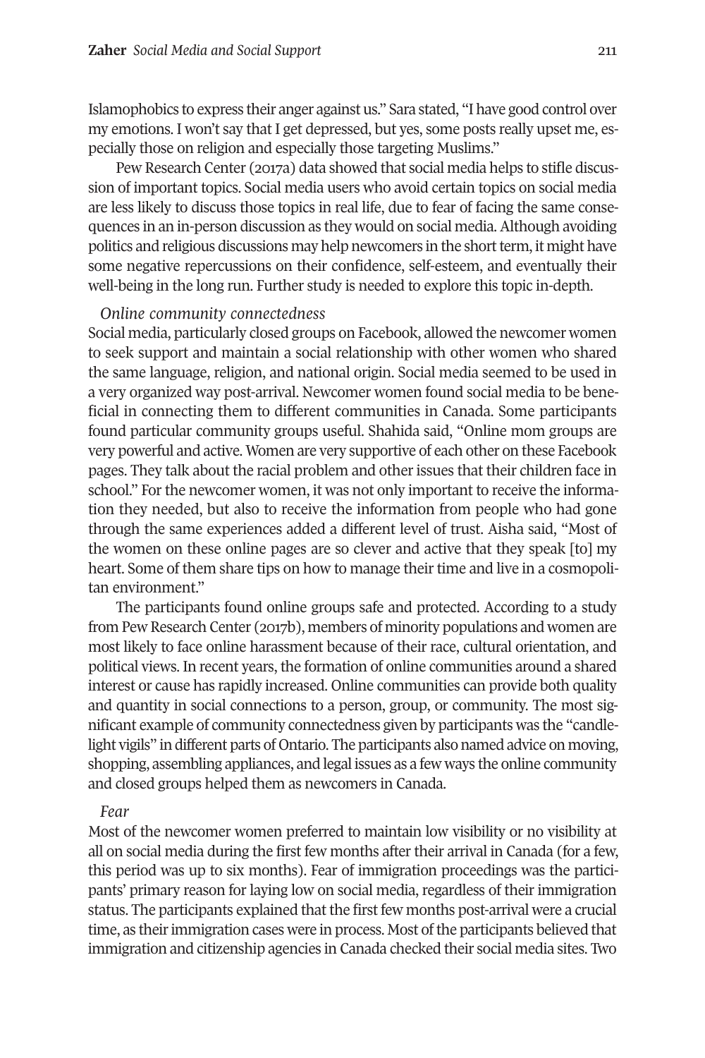Islamophobics to express their anger against us." Sara stated, "I have good control over my emotions. I won't say that I get depressed, but yes, some posts really upset me, especially those on religion and especially those targeting Muslims."

Pew Research Center (2017a) data showed that social media helps to stifle discussion of important topics. Social media users who avoid certain topics on social media are less likely to discuss those topics in real life, due to fear of facing the same consequences in an in-person discussion as they would on social media. Although avoiding politics and religious discussions may help newcomers in the short term, it might have some negative repercussions on their confidence, self-esteem, and eventually their well-being in the long run. Further study is needed to explore this topic in-depth.

*Online community connectedness*

Social media, particularly closed groups on Facebook, allowed the newcomer women to seek support and maintain a social relationship with other women who shared the same language, religion, and national origin. Social media seemed to be used in a very organized way post-arrival. Newcomer women found social media to be beneficial in connecting them to different communities in Canada. Some participants found particular community groups useful. Shahida said, "Online mom groups are very powerful and active. Women are very supportive of each other on these Facebook pages. They talk about the racial problem and other issues that their children face in school." For the newcomer women, it was not only important to receive the information they needed, but also to receive the information from people who had gone through the same experiences added a different level of trust. Aisha said, "Most of the women on these online pages are so clever and active that they speak [to] my heart. Some of them share tips on how to manage their time and live in a cosmopolitan environment."

The participants found online groups safe and protected. According to a study from Pew Research Center (2017b), members of minority populations and women are most likely to face online harassment because of their race, cultural orientation, and political views. In recent years, the formation of online communities around a shared interest or cause has rapidly increased. Online communities can provide both quality and quantity in social connections to a person, group, or community. The most significant example of community connectedness given by participants was the "candlelight vigils" in different parts of Ontario. The participants also named advice on moving, shopping, assembling appliances, and legal issues as a few ways the online community and closed groups helped them as newcomers in Canada.

*Fear*

Most of the newcomer women preferred to maintain low visibility or no visibility at all on social media during the first few months after their arrival in Canada (for a few, this period was up to six months). Fear of immigration proceedings was the participants' primary reason for laying low on social media, regardless of their immigration status. The participants explained that the first few months post-arrival were a crucial time, as their immigration cases were in process. Most of the participants believed that immigration and citizenship agencies in Canada checked their social media sites. Two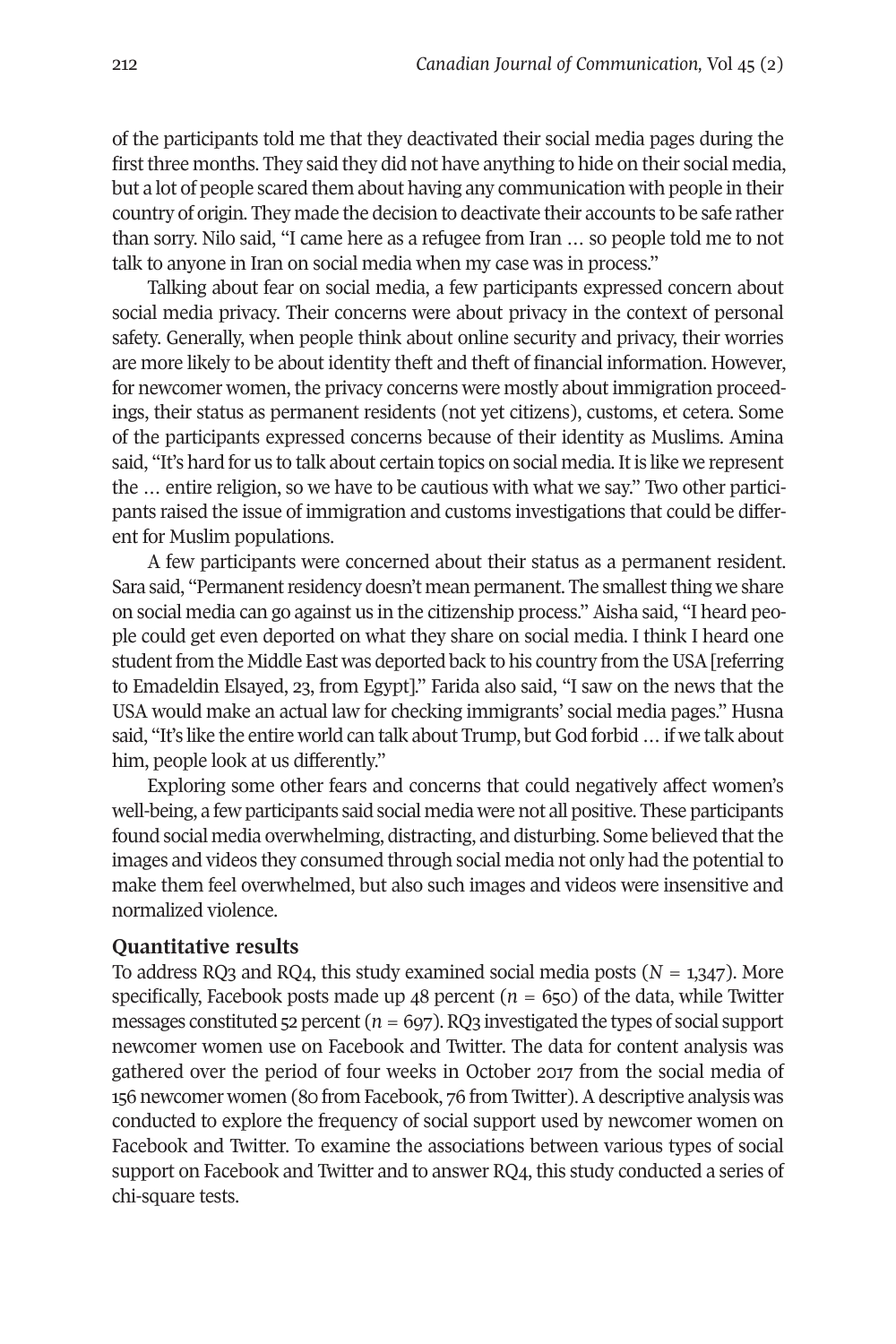of the participants told me that they deactivated their social media pages during the first three months. They said they did not have anything to hide on their social media, but a lot of people scared them about having any communication with people in their country of origin. They made the decision to deactivate their accounts to be safe rather than sorry. Nilo said, "I came here as a refugee from Iran … so people told me to not talk to anyone in Iran on social media when my case was in process."

Talking about fear on social media, a few participants expressed concern about social media privacy. Their concerns were about privacy in the context of personal safety. Generally, when people think about online security and privacy, their worries are more likely to be about identity theft and theft of financial information. However, for newcomer women, the privacy concerns were mostly about immigration proceedings, their status as permanent residents (not yet citizens), customs, et cetera. Some of the participants expressed concerns because of their identity as Muslims. Amina said, "It's hard for us to talk about certain topics on social media. It is like we represent the … entire religion, so we have to be cautious with what we say." Two other participants raised the issue of immigration and customs investigations that could be different for Muslim populations.

A few participants were concerned about their status as a permanent resident. Sara said, "Permanent residency doesn't mean permanent. The smallest thing we share on social media can go against us in the citizenship process." Aisha said, "I heard people could get even deported on what they share on social media. I think I heard one student from the Middle East was deported back to his country from the USA [referring to Emadeldin Elsayed, 23, from Egypt]." Farida also said, "I saw on the news that the USA would make an actual law for checking immigrants' social media pages." Husna said, "It's like the entire world can talk about Trump, but God forbid … if we talk about him, people look at us differently."

Exploring some other fears and concerns that could negatively affect women's well-being, a few participants said social media were not all positive. These participants found social media overwhelming, distracting, and disturbing. Some believed that the images and videos they consumed through social media not only had the potential to make them feel overwhelmed, but also such images and videos were insensitive and normalized violence.

### Quantitative results

To address RQ3 and RQ4, this study examined social media posts ($N$ = 1,347). More specifically, Facebook posts made up 48 percent ($n$ = 650) of the data, while Twitter messages constituted 52 percent ($n$ = 697). RQ3 investigated the types of social support newcomer women use on Facebook and Twitter. The data for content analysis was gathered over the period of four weeks in October 2017 from the social media of 156 newcomer women (80 from Facebook, 76 from Twitter). A descriptive analysis was conducted to explore the frequency of social support used by newcomer women on Facebook and Twitter. To examine the associations between various types of social support on Facebook and Twitter and to answer RQ4, this study conducted a series of chi-square tests.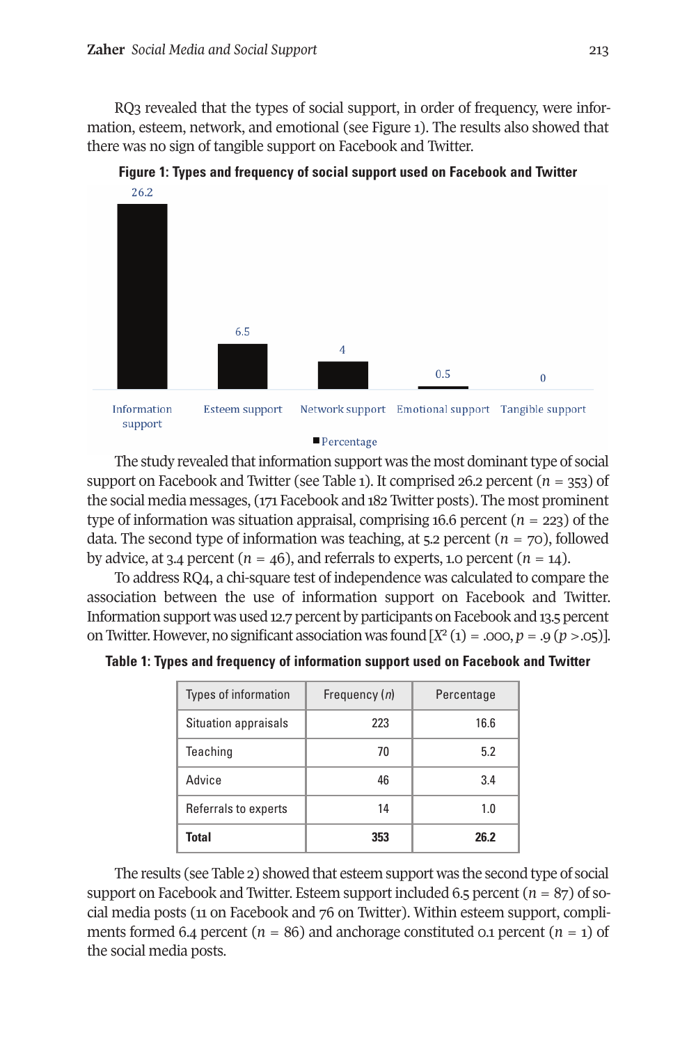RQ3 revealed that the types of social support, in order of frequency, were information, esteem, network, and emotional (see Figure 1). The results also showed that there was no sign of tangible support on Facebook and Twitter.

**Figure 1: Types and frequency of social support used on Facebook and Twitter**

| | Percentage |
|---|---|
| Information support | 26.2 |
| Esteem support | 6.5 |
| Network support | 4 |
| Emotional support | 0.5 |
| Tangible support | 0 |

The study revealed that information support was the most dominant type of social support on Facebook and Twitter (see Table 1). It comprised 26.2 percent ($n$ = 353) of the social media messages, (171 Facebook and 182 Twitter posts). The most prominent type of information was situation appraisal, comprising 16.6 percent ($n$ = 223) of the data. The second type of information was teaching, at 5.2 percent ($n$ = 70), followed by advice, at 3.4 percent ($n$ = 46), and referrals to experts, 1.0 percent ($n$ = 14).

To address RQ4, a chi-square test of independence was calculated to compare the association between the use of information support on Facebook and Twitter. Information support was used 12.7 percent by participants on Facebook and 13.5 percent on Twitter. However, no significant association was found [$X^2$ (1) = .000, $p$ = .9 ($p$ >.05)].

**Table 1: Types and frequency of information support used on Facebook and Twitter**

| Types of information | Frequency ($n$) | Percentage |
|---|---|---|
| Situation appraisals | 223 | 16.6 |
| Teaching | 70 | 5.2 |
| Advice | 46 | 3.4 |
| Referrals to experts | 14 | 1.0 |
| **Total** | **353** | **26.2** |

The results (see Table 2) showed that esteem support was the second type of social support on Facebook and Twitter. Esteem support included 6.5 percent ($n$ = 87) of social media posts (11 on Facebook and 76 on Twitter). Within esteem support, compliments formed 6.4 percent ($n$ = 86) and anchorage constituted 0.1 percent ($n$ = 1) of the social media posts.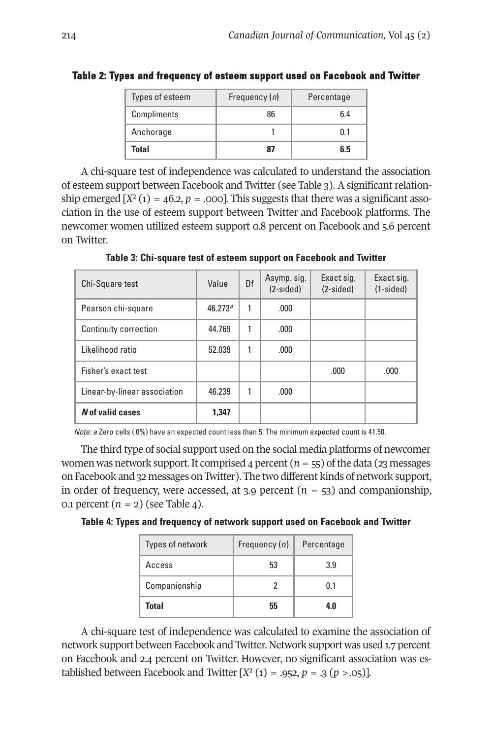**Table 2: Types and frequency of esteem support used on Facebook and Twitter**

| Types of esteem | Frequency (*n*) | Percentage |
|---|---|---|
| Compliments | 86 | 6.4 |
| Anchorage | 1 | 0.1 |
| **Total** | **87** | **6.5** |

A chi-square test of independence was calculated to understand the association of esteem support between Facebook and Twitter (see Table 3). A significant relationship emerged [$X^2$ (1) = 46.2, $p$ = .000]. This suggests that there was a significant association in the use of esteem support between Twitter and Facebook platforms. The newcomer women utilized esteem support 0.8 percent on Facebook and 5.6 percent on Twitter.

**Table 3: Chi-square test of esteem support on Facebook and Twitter**

| Chi-Square test | Value | Df | Asymp. sig. (2-sided) | Exact sig. (2-sided) | Exact sig. (1-sided) |
|---|---|---|---|---|---|
| Pearson chi-square | 46.273[a] | 1 | .000 | | |
| Continuity correction | 44.769 | 1 | .000 | | |
| Likelihood ratio | 52.039 | 1 | .000 | | |
| Fisher's exact test | | | | .000 | .000 |
| Linear-by-linear association | 46.239 | 1 | .000 | | |
| ***N* of valid cases** | **1,347** | | | | |

*Note: a* Zero cells (.0%) have an expected count less than 5. The minimum expected count is 41.50.

The third type of social support used on the social media platforms of newcomer women was network support. It comprised 4 percent ($n$ = 55) of the data (23 messages on Facebook and 32 messages on Twitter). The two different kinds of network support, in order of frequency, were accessed, at 3.9 percent ($n$ = 53) and companionship, 0.1 percent ($n$ = 2) (see Table 4).

**Table 4: Types and frequency of network support used on Facebook and Twitter**

| Types of network | Frequency (*n*) | Percentage |
|---|---|---|
| Access | 53 | 3.9 |
| Companionship | 2 | 0.1 |
| **Total** | **55** | **4.0** |

A chi-square test of independence was calculated to examine the association of network support between Facebook and Twitter. Network support was used 1.7 percent on Facebook and 2.4 percent on Twitter. However, no significant association was established between Facebook and Twitter [$X^2$ (1) = .952, $p$ = .3 ($p$ >.05)].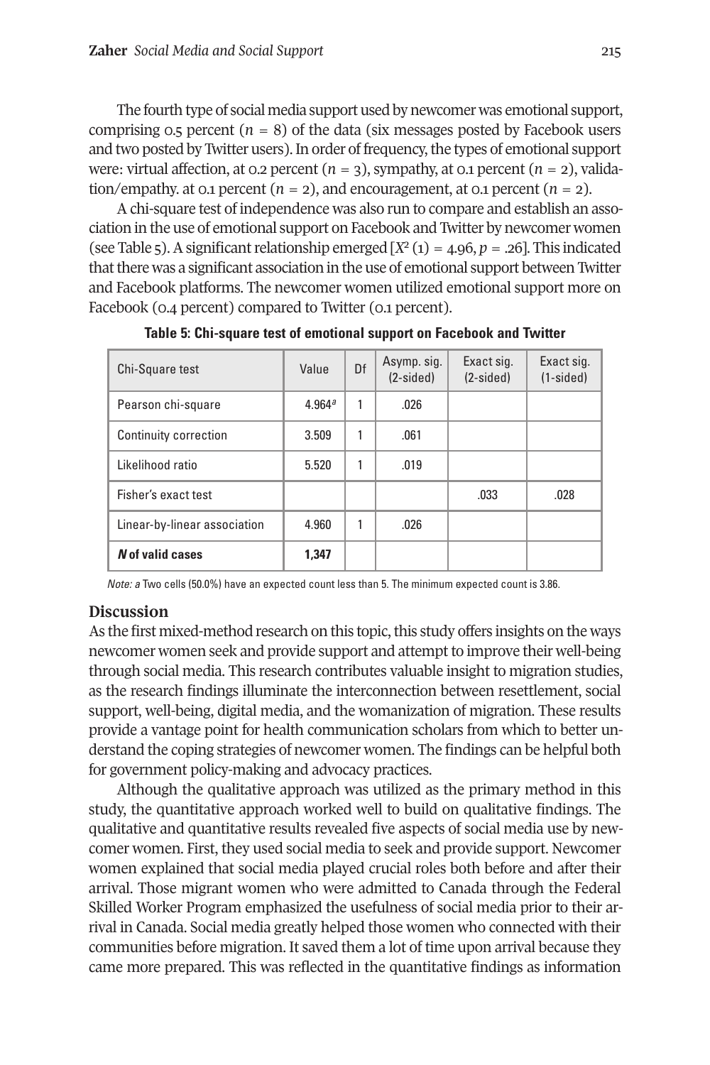The fourth type of social media support used by newcomer was emotional support, comprising 0.5 percent ($n$ = 8) of the data (six messages posted by Facebook users and two posted by Twitter users). In order of frequency, the types of emotional support were: virtual affection, at 0.2 percent ($n$ = 3), sympathy, at 0.1 percent ($n$ = 2), validation/empathy. at 0.1 percent ($n$ = 2), and encouragement, at 0.1 percent ($n$ = 2).

A chi-square test of independence was also run to compare and establish an association in the use of emotional support on Facebook and Twitter by newcomer women (see Table 5). A significant relationship emerged [$X^2$ (1) = 4.96, $p$ = .26]. This indicated that there was a significant association in the use of emotional support between Twitter and Facebook platforms. The newcomer women utilized emotional support more on Facebook (0.4 percent) compared to Twitter (0.1 percent).

**Table 5: Chi-square test of emotional support on Facebook and Twitter**

| Chi-Square test | Value | Df | Asymp. sig. (2-sided) | Exact sig. (2-sided) | Exact sig. (1-sided) |
|---|---|---|---|---|---|
| Pearson chi-square | 4.964[a] | 1 | .026 | | |
| Continuity correction | 3.509 | 1 | .061 | | |
| Likelihood ratio | 5.520 | 1 | .019 | | |
| Fisher's exact test | | | | .033 | .028 |
| Linear-by-linear association | 4.960 | 1 | .026 | | |
| ***N* of valid cases** | **1,347** | | | | |

*Note: a* Two cells (50.0%) have an expected count less than 5. The minimum expected count is 3.86.

## Discussion

As the first mixed-method research on this topic, this study offers insights on the ways newcomer women seek and provide support and attempt to improve their well-being through social media. This research contributes valuable insight to migration studies, as the research findings illuminate the interconnection between resettlement, social support, well-being, digital media, and the womanization of migration. These results provide a vantage point for health communication scholars from which to better understand the coping strategies of newcomer women. The findings can be helpful both for government policy-making and advocacy practices.

Although the qualitative approach was utilized as the primary method in this study, the quantitative approach worked well to build on qualitative findings. The qualitative and quantitative results revealed five aspects of social media use by newcomer women. First, they used social media to seek and provide support. Newcomer women explained that social media played crucial roles both before and after their arrival. Those migrant women who were admitted to Canada through the Federal Skilled Worker Program emphasized the usefulness of social media prior to their arrival in Canada. Social media greatly helped those women who connected with their communities before migration. It saved them a lot of time upon arrival because they came more prepared. This was reflected in the quantitative findings as information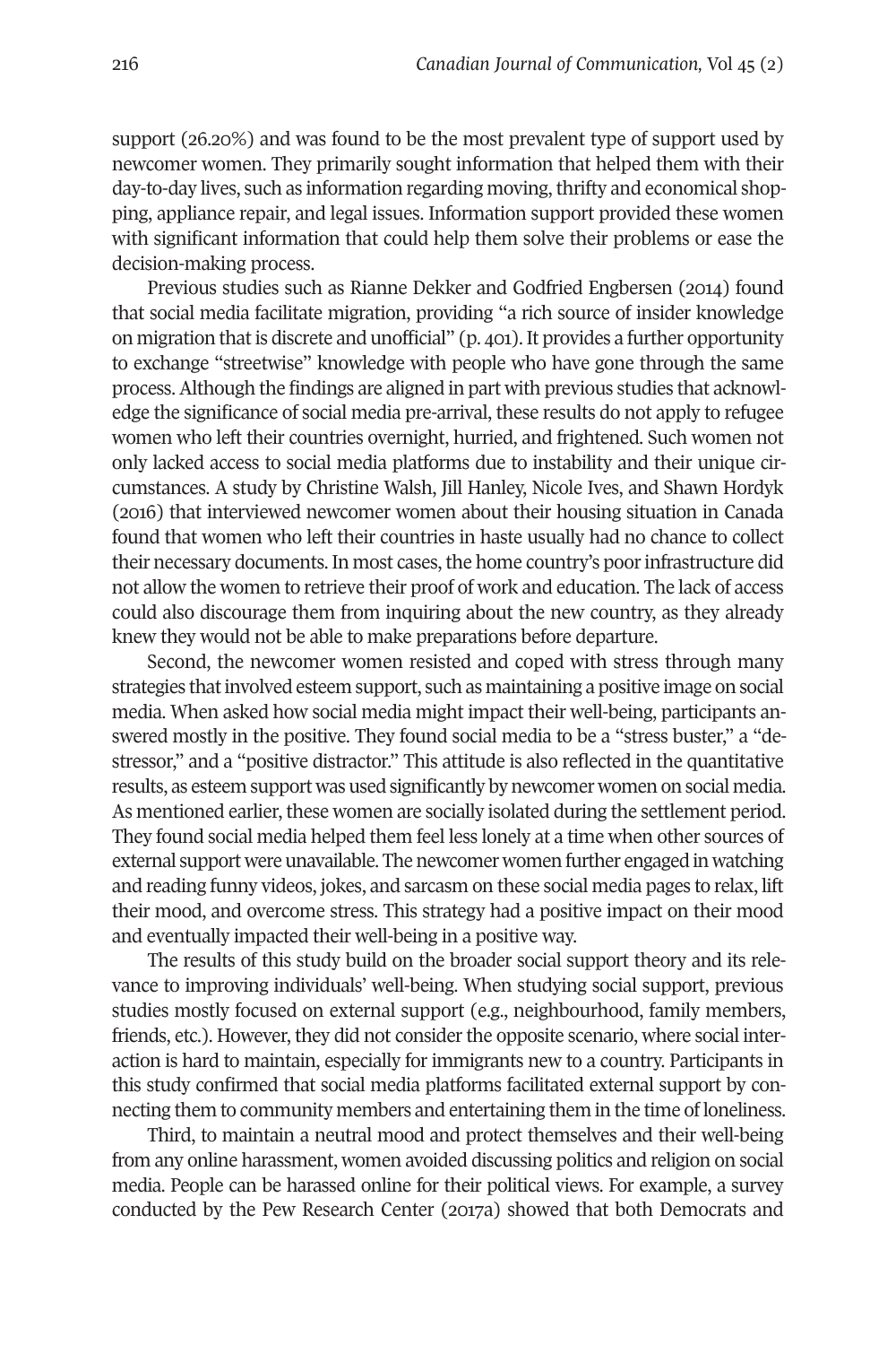support (26.20%) and was found to be the most prevalent type of support used by newcomer women. They primarily sought information that helped them with their day-to-day lives, such as information regarding moving, thrifty and economical shopping, appliance repair, and legal issues. Information support provided these women with significant information that could help them solve their problems or ease the decision-making process.

Previous studies such as Rianne Dekker and Godfried Engbersen (2014) found that social media facilitate migration, providing "a rich source of insider knowledge on migration that is discrete and unofficial" (p. 401). It provides a further opportunity to exchange "streetwise" knowledge with people who have gone through the same process. Although the findings are aligned in part with previous studies that acknowledge the significance of social media pre-arrival, these results do not apply to refugee women who left their countries overnight, hurried, and frightened. Such women not only lacked access to social media platforms due to instability and their unique circumstances. A study by Christine Walsh, Jill Hanley, Nicole Ives, and Shawn Hordyk (2016) that interviewed newcomer women about their housing situation in Canada found that women who left their countries in haste usually had no chance to collect their necessary documents. In most cases, the home country's poor infrastructure did not allow the women to retrieve their proof of work and education. The lack of access could also discourage them from inquiring about the new country, as they already knew they would not be able to make preparations before departure.

Second, the newcomer women resisted and coped with stress through many strategies that involved esteem support, such as maintaining a positive image on social media. When asked how social media might impact their well-being, participants answered mostly in the positive. They found social media to be a "stress buster," a "de-stressor," and a "positive distractor." This attitude is also reflected in the quantitative results, as esteem support was used significantly by newcomer women on social media. As mentioned earlier, these women are socially isolated during the settlement period. They found social media helped them feel less lonely at a time when other sources of external support were unavailable. The newcomer women further engaged in watching and reading funny videos, jokes, and sarcasm on these social media pages to relax, lift their mood, and overcome stress. This strategy had a positive impact on their mood and eventually impacted their well-being in a positive way.

The results of this study build on the broader social support theory and its relevance to improving individuals' well-being. When studying social support, previous studies mostly focused on external support (e.g., neighbourhood, family members, friends, etc.). However, they did not consider the opposite scenario, where social interaction is hard to maintain, especially for immigrants new to a country. Participants in this study confirmed that social media platforms facilitated external support by connecting them to community members and entertaining them in the time of loneliness.

Third, to maintain a neutral mood and protect themselves and their well-being from any online harassment, women avoided discussing politics and religion on social media. People can be harassed online for their political views. For example, a survey conducted by the Pew Research Center (2017a) showed that both Democrats and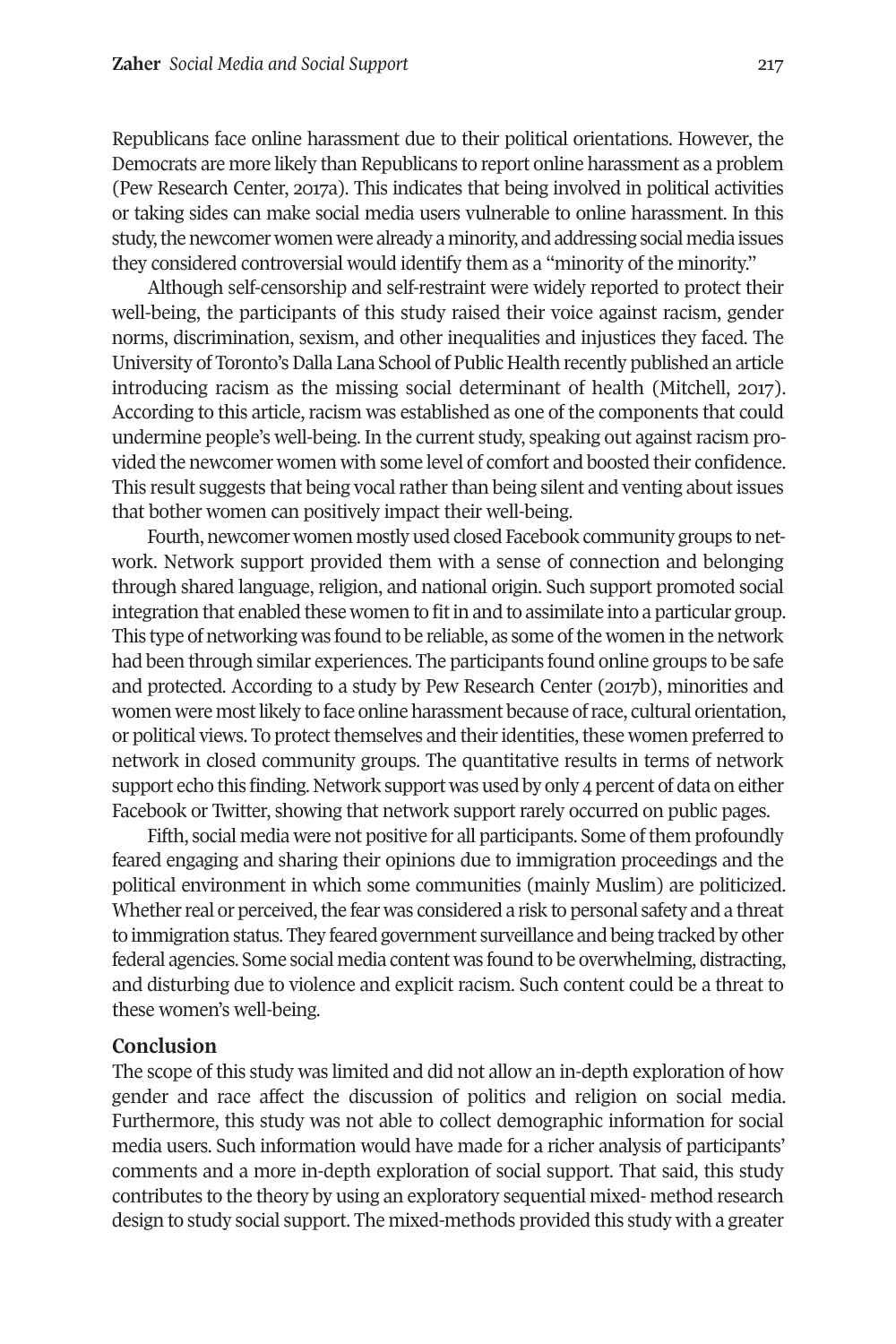Republicans face online harassment due to their political orientations. However, the Democrats are more likely than Republicans to report online harassment as a problem (Pew Research Center, 2017a). This indicates that being involved in political activities or taking sides can make social media users vulnerable to online harassment. In this study, the newcomer women were already a minority, and addressing social media issues they considered controversial would identify them as a "minority of the minority."

Although self-censorship and self-restraint were widely reported to protect their well-being, the participants of this study raised their voice against racism, gender norms, discrimination, sexism, and other inequalities and injustices they faced. The University of Toronto's Dalla Lana School of Public Health recently published an article introducing racism as the missing social determinant of health (Mitchell, 2017). According to this article, racism was established as one of the components that could undermine people's well-being. In the current study, speaking out against racism provided the newcomer women with some level of comfort and boosted their confidence. This result suggests that being vocal rather than being silent and venting about issues that bother women can positively impact their well-being.

Fourth, newcomer women mostly used closed Facebook community groups to network. Network support provided them with a sense of connection and belonging through shared language, religion, and national origin. Such support promoted social integration that enabled these women to fit in and to assimilate into a particular group. This type of networking was found to be reliable, as some of the women in the network had been through similar experiences. The participants found online groups to be safe and protected. According to a study by Pew Research Center (2017b), minorities and women were most likely to face online harassment because of race, cultural orientation, or political views. To protect themselves and their identities, these women preferred to network in closed community groups. The quantitative results in terms of network support echo this finding. Network support was used by only 4 percent of data on either Facebook or Twitter, showing that network support rarely occurred on public pages.

Fifth, social media were not positive for all participants. Some of them profoundly feared engaging and sharing their opinions due to immigration proceedings and the political environment in which some communities (mainly Muslim) are politicized. Whether real or perceived, the fear was considered a risk to personal safety and a threat to immigration status. They feared government surveillance and being tracked by other federal agencies. Some social media content was found to be overwhelming, distracting, and disturbing due to violence and explicit racism. Such content could be a threat to these women's well-being.

## Conclusion

The scope of this study was limited and did not allow an in-depth exploration of how gender and race affect the discussion of politics and religion on social media. Furthermore, this study was not able to collect demographic information for social media users. Such information would have made for a richer analysis of participants' comments and a more in-depth exploration of social support. That said, this study contributes to the theory by using an exploratory sequential mixed- method research design to study social support. The mixed-methods provided this study with a greater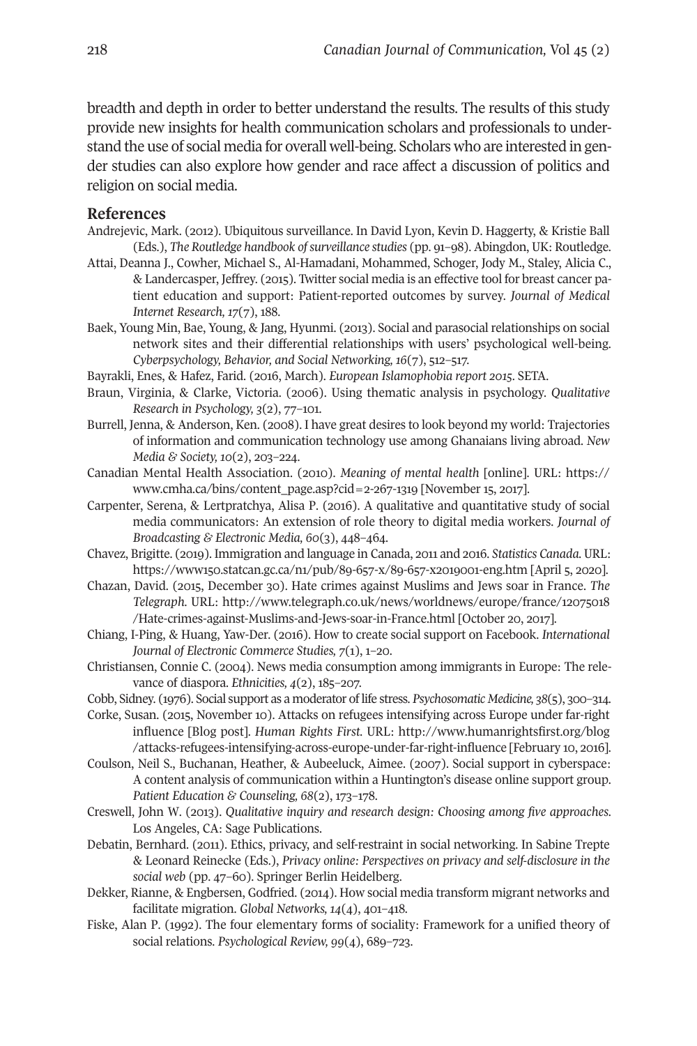breadth and depth in order to better understand the results. The results of this study provide new insights for health communication scholars and professionals to understand the use of social media for overall well-being. Scholars who are interested in gender studies can also explore how gender and race affect a discussion of politics and religion on social media.

## References

Andrejevic, Mark. (2012). Ubiquitous surveillance. In David Lyon, Kevin D. Haggerty, & Kristie Ball (Eds.), *The Routledge handbook of surveillance studies* (pp. 91–98). Abingdon, UK: Routledge.

Attai, Deanna J., Cowher, Michael S., Al-Hamadani, Mohammed, Schoger, Jody M., Staley, Alicia C., & Landercasper, Jeffrey. (2015). Twitter social media is an effective tool for breast cancer patient education and support: Patient-reported outcomes by survey. *Journal of Medical Internet Research, 17*(7), 188.

Baek, Young Min, Bae, Young, & Jang, Hyunmi. (2013). Social and parasocial relationships on social network sites and their differential relationships with users' psychological well-being. *Cyberpsychology, Behavior, and Social Networking, 16*(7), 512–517.

Bayrakli, Enes, & Hafez, Farid. (2016, March). *European Islamophobia report 2015*. SETA.

Braun, Virginia, & Clarke, Victoria. (2006). Using thematic analysis in psychology. *Qualitative Research in Psychology, 3*(2), 77–101.

Burrell, Jenna, & Anderson, Ken. (2008). I have great desires to look beyond my world: Trajectories of information and communication technology use among Ghanaians living abroad. *New Media & Society, 10*(2), 203–224.

Canadian Mental Health Association. (2010). *Meaning of mental health* [online]. URL: https://www.cmha.ca/bins/content_page.asp?cid=2-267-1319 [November 15, 2017].

Carpenter, Serena, & Lertpratchya, Alisa P. (2016). A qualitative and quantitative study of social media communicators: An extension of role theory to digital media workers. *Journal of Broadcasting & Electronic Media, 60*(3), 448–464.

Chavez, Brigitte. (2019). Immigration and language in Canada, 2011 and 2016. *Statistics Canada.* URL: https://www150.statcan.gc.ca/n1/pub/89-657-x/89-657-x2019001-eng.htm [April 5, 2020].

Chazan, David. (2015, December 30). Hate crimes against Muslims and Jews soar in France. *The Telegraph.* URL: http://www.telegraph.co.uk/news/worldnews/europe/france/12075018/Hate-crimes-against-Muslims-and-Jews-soar-in-France.html [October 20, 2017].

Chiang, I-Ping, & Huang, Yaw-Der. (2016). How to create social support on Facebook. *International Journal of Electronic Commerce Studies, 7*(1), 1–20.

Christiansen, Connie C. (2004). News media consumption among immigrants in Europe: The relevance of diaspora. *Ethnicities, 4*(2), 185–207.

Cobb, Sidney. (1976). Social support as a moderator of life stress. *Psychosomatic Medicine, 38*(5), 300–314.

Corke, Susan. (2015, November 10). Attacks on refugees intensifying across Europe under far-right influence [Blog post]. *Human Rights First.* URL: http://www.humanrightsfirst.org/blog/attacks-refugees-intensifying-across-europe-under-far-right-influence [February 10, 2016].

Coulson, Neil S., Buchanan, Heather, & Aubeeluck, Aimee. (2007). Social support in cyberspace: A content analysis of communication within a Huntington's disease online support group. *Patient Education & Counseling, 68*(2), 173–178.

Creswell, John W. (2013). *Qualitative inquiry and research design: Choosing among five approaches.* Los Angeles, CA: Sage Publications.

Debatin, Bernhard. (2011). Ethics, privacy, and self-restraint in social networking. In Sabine Trepte & Leonard Reinecke (Eds.), *Privacy online: Perspectives on privacy and self-disclosure in the social web* (pp. 47–60). Springer Berlin Heidelberg.

Dekker, Rianne, & Engbersen, Godfried. (2014). How social media transform migrant networks and facilitate migration. *Global Networks, 14*(4), 401–418.

Fiske, Alan P. (1992). The four elementary forms of sociality: Framework for a unified theory of social relations. *Psychological Review, 99*(4), 689–723.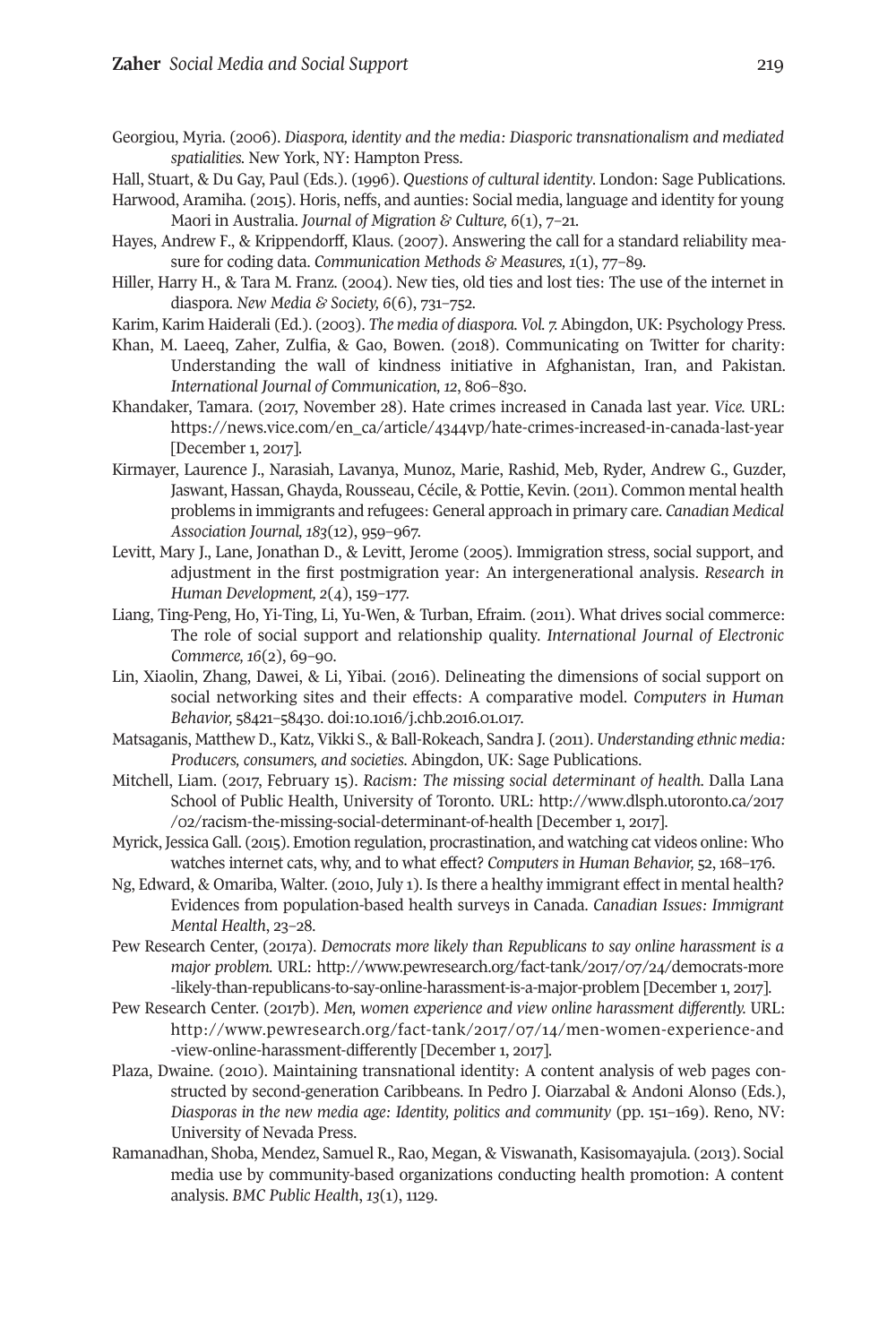Georgiou, Myria. (2006). *Diaspora, identity and the media: Diasporic transnationalism and mediated spatialities.* New York, NY: Hampton Press.

Hall, Stuart, & Du Gay, Paul (Eds.). (1996). *Questions of cultural identity*. London: Sage Publications.

Harwood, Aramiha. (2015). Horis, neffs, and aunties: Social media, language and identity for young Maori in Australia. *Journal of Migration & Culture, 6*(1), 7–21.

Hayes, Andrew F., & Krippendorff, Klaus. (2007). Answering the call for a standard reliability measure for coding data. *Communication Methods & Measures, 1*(1), 77–89.

Hiller, Harry H., & Tara M. Franz. (2004). New ties, old ties and lost ties: The use of the internet in diaspora. *New Media & Society, 6*(6), 731–752.

Karim, Karim Haiderali (Ed.). (2003). *The media of diaspora. Vol. 7.* Abingdon, UK: Psychology Press.

Khan, M. Laeeq, Zaher, Zulfia, & Gao, Bowen. (2018). Communicating on Twitter for charity: Understanding the wall of kindness initiative in Afghanistan, Iran, and Pakistan. *International Journal of Communication, 12*, 806–830.

Khandaker, Tamara. (2017, November 28). Hate crimes increased in Canada last year. *Vice.* URL: https://news.vice.com/en_ca/article/4344vp/hate-crimes-increased-in-canada-last-year [December 1, 2017].

Kirmayer, Laurence J., Narasiah, Lavanya, Munoz, Marie, Rashid, Meb, Ryder, Andrew G., Guzder, Jaswant, Hassan, Ghayda, Rousseau, Cécile, & Pottie, Kevin. (2011). Common mental health problems in immigrants and refugees: General approach in primary care. *Canadian Medical Association Journal, 183*(12), 959–967.

Levitt, Mary J., Lane, Jonathan D., & Levitt, Jerome (2005). Immigration stress, social support, and adjustment in the first postmigration year: An intergenerational analysis. *Research in Human Development, 2*(4), 159–177.

Liang, Ting-Peng, Ho, Yi-Ting, Li, Yu-Wen, & Turban, Efraim. (2011). What drives social commerce: The role of social support and relationship quality. *International Journal of Electronic Commerce, 16*(2), 69–90.

Lin, Xiaolin, Zhang, Dawei, & Li, Yibai. (2016). Delineating the dimensions of social support on social networking sites and their effects: A comparative model. *Computers in Human Behavior,* 58421–58430. doi:10.1016/j.chb.2016.01.017.

Matsaganis, Matthew D., Katz, Vikki S., & Ball-Rokeach, Sandra J. (2011). *Understanding ethnic media: Producers, consumers, and societies.* Abingdon, UK: Sage Publications.

Mitchell, Liam. (2017, February 15). *Racism: The missing social determinant of health.* Dalla Lana School of Public Health, University of Toronto. URL: http://www.dlsph.utoronto.ca/2017/02/racism-the-missing-social-determinant-of-health [December 1, 2017].

Myrick, Jessica Gall. (2015). Emotion regulation, procrastination, and watching cat videos online: Who watches internet cats, why, and to what effect? *Computers in Human Behavior,* 52, 168–176.

Ng, Edward, & Omariba, Walter. (2010, July 1). Is there a healthy immigrant effect in mental health? Evidences from population-based health surveys in Canada. *Canadian Issues: Immigrant Mental Health*, 23–28.

Pew Research Center, (2017a). *Democrats more likely than Republicans to say online harassment is a major problem.* URL: http://www.pewresearch.org/fact-tank/2017/07/24/democrats-more-likely-than-republicans-to-say-online-harassment-is-a-major-problem [December 1, 2017].

Pew Research Center. (2017b). *Men, women experience and view online harassment differently.* URL: http://www.pewresearch.org/fact-tank/2017/07/14/men-women-experience-and-view-online-harassment-differently [December 1, 2017].

Plaza, Dwaine. (2010). Maintaining transnational identity: A content analysis of web pages constructed by second-generation Caribbeans. In Pedro J. Oiarzabal & Andoni Alonso (Eds.), *Diasporas in the new media age: Identity, politics and community* (pp. 151–169). Reno, NV: University of Nevada Press.

Ramanadhan, Shoba, Mendez, Samuel R., Rao, Megan, & Viswanath, Kasisomayajula. (2013). Social media use by community-based organizations conducting health promotion: A content analysis. *BMC Public Health*, *13*(1), 1129.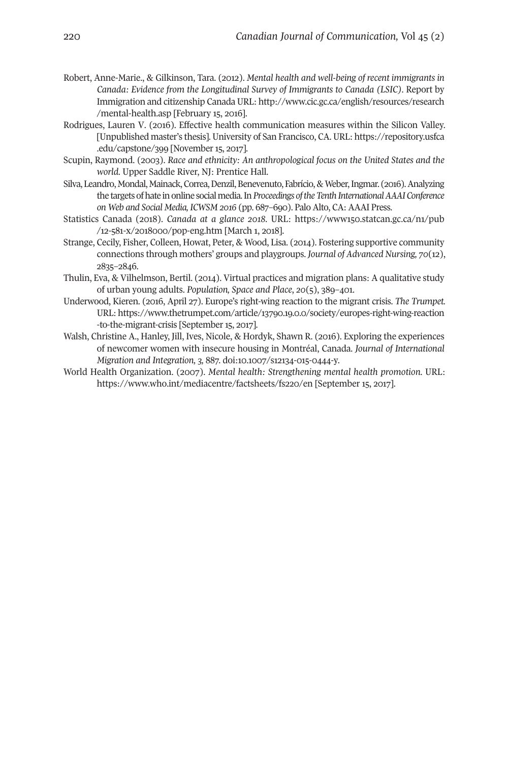Robert, Anne-Marie., & Gilkinson, Tara. (2012). *Mental health and well-being of recent immigrants in Canada: Evidence from the Longitudinal Survey of Immigrants to Canada (LSIC)*. Report by Immigration and citizenship Canada URL: http://www.cic.gc.ca/english/resources/research/mental-health.asp [February 15, 2016].

Rodrigues, Lauren V. (2016). Effective health communication measures within the Silicon Valley. [Unpublished master's thesis]. University of San Francisco, CA. URL: https://repository.usfca.edu/capstone/399 [November 15, 2017].

Scupin, Raymond. (2003). *Race and ethnicity: An anthropological focus on the United States and the world*. Upper Saddle River, NJ: Prentice Hall.

Silva, Leandro, Mondal, Mainack, Correa, Denzil, Benevenuto, Fabrício, & Weber, Ingmar. (2016). Analyzing the targets of hate in online social media. In *Proceedings of the Tenth International AAAI Conference on Web and Social Media, ICWSM 2016* (pp. 687–690). Palo Alto, CA: AAAI Press.

Statistics Canada (2018). *Canada at a glance 2018*. URL: https://www150.statcan.gc.ca/n1/pub/12-581-x/2018000/pop-eng.htm [March 1, 2018].

Strange, Cecily, Fisher, Colleen, Howat, Peter, & Wood, Lisa. (2014). Fostering supportive community connections through mothers' groups and playgroups. *Journal of Advanced Nursing, 70*(12), 2835–2846.

Thulin, Eva, & Vilhelmson, Bertil. (2014). Virtual practices and migration plans: A qualitative study of urban young adults. *Population, Space and Place*, *20*(5), 389–401.

Underwood, Kieren. (2016, April 27). Europe's right-wing reaction to the migrant crisis. *The Trumpet.* URL: https://www.thetrumpet.com/article/13790.19.0.0/society/europes-right-wing-reaction-to-the-migrant-crisis [September 15, 2017].

Walsh, Christine A., Hanley, Jill, Ives, Nicole, & Hordyk, Shawn R. (2016). Exploring the experiences of newcomer women with insecure housing in Montréal, Canada. *Journal of International Migration and Integration, 3,* 887. doi:10.1007/s12134-015-0444-y.

World Health Organization. (2007). *Mental health: Strengthening mental health promotion.* URL: https://www.who.int/mediacentre/factsheets/fs220/en [September 15, 2017].